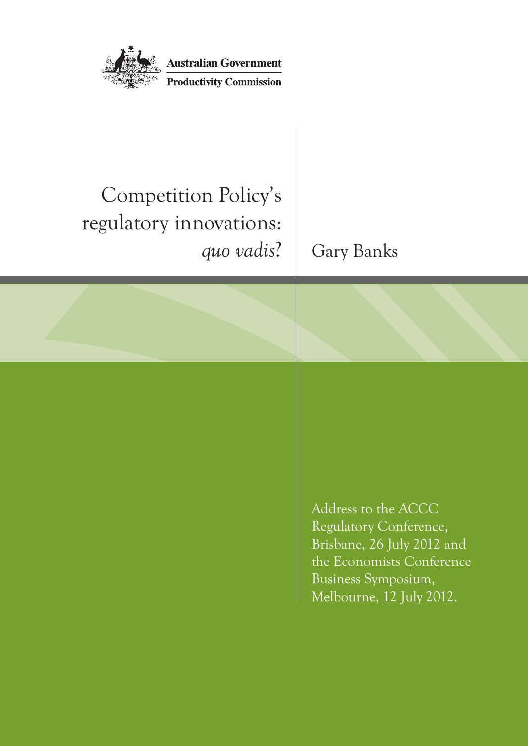Australian Government

Productivity Commission

# Competition Policy's regulatory innovations: *quo vadis*?

Gary Banks

Address to the ACCC Regulatory Conference, Brisbane, 26 July 2012 and the Economists Conference Business Symposium, Melbourne, 12 July 2012.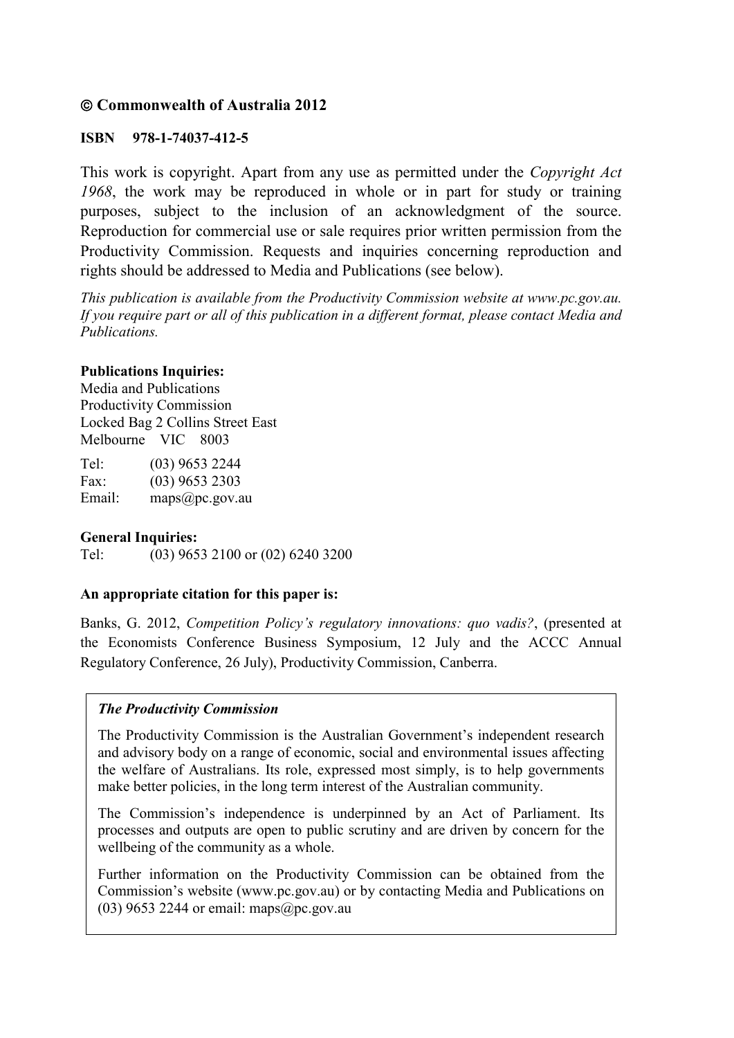**© Commonwealth of Australia 2012**

**ISBN 978-1-74037-412-5**

This work is copyright. Apart from any use as permitted under the *Copyright Act 1968*, the work may be reproduced in whole or in part for study or training purposes, subject to the inclusion of an acknowledgment of the source. Reproduction for commercial use or sale requires prior written permission from the Productivity Commission. Requests and inquiries concerning reproduction and rights should be addressed to Media and Publications (see below).

*This publication is available from the Productivity Commission website at www.pc.gov.au. If you require part or all of this publication in a different format, please contact Media and Publications.*

**Publications Inquiries:**
Media and Publications
Productivity Commission
Locked Bag 2 Collins Street East
Melbourne VIC 8003

Tel: (03) 9653 2244
Fax: (03) 9653 2303
Email: maps@pc.gov.au

**General Inquiries:**
Tel: (03) 9653 2100 or (02) 6240 3200

**An appropriate citation for this paper is:**

Banks, G. 2012, *Competition Policy's regulatory innovations: quo vadis?*, (presented at the Economists Conference Business Symposium, 12 July and the ACCC Annual Regulatory Conference, 26 July), Productivity Commission, Canberra.

***The Productivity Commission***

The Productivity Commission is the Australian Government's independent research and advisory body on a range of economic, social and environmental issues affecting the welfare of Australians. Its role, expressed most simply, is to help governments make better policies, in the long term interest of the Australian community.

The Commission's independence is underpinned by an Act of Parliament. Its processes and outputs are open to public scrutiny and are driven by concern for the wellbeing of the community as a whole.

Further information on the Productivity Commission can be obtained from the Commission's website (www.pc.gov.au) or by contacting Media and Publications on (03) 9653 2244 or email: maps@pc.gov.au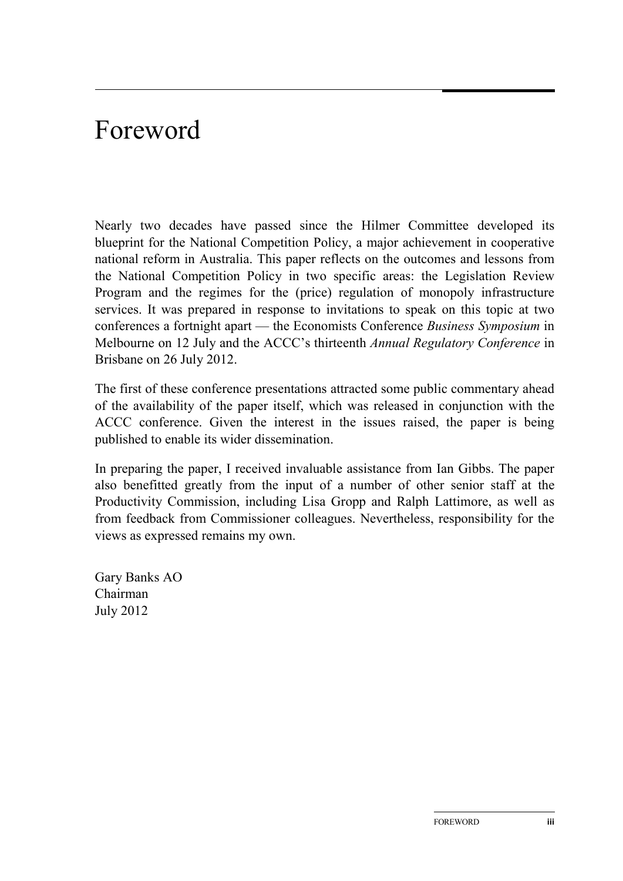# Foreword

Nearly two decades have passed since the Hilmer Committee developed its blueprint for the National Competition Policy, a major achievement in cooperative national reform in Australia. This paper reflects on the outcomes and lessons from the National Competition Policy in two specific areas: the Legislation Review Program and the regimes for the (price) regulation of monopoly infrastructure services. It was prepared in response to invitations to speak on this topic at two conferences a fortnight apart — the Economists Conference *Business Symposium* in Melbourne on 12 July and the ACCC's thirteenth *Annual Regulatory Conference* in Brisbane on 26 July 2012.

The first of these conference presentations attracted some public commentary ahead of the availability of the paper itself, which was released in conjunction with the ACCC conference. Given the interest in the issues raised, the paper is being published to enable its wider dissemination.

In preparing the paper, I received invaluable assistance from Ian Gibbs. The paper also benefitted greatly from the input of a number of other senior staff at the Productivity Commission, including Lisa Gropp and Ralph Lattimore, as well as from feedback from Commissioner colleagues. Nevertheless, responsibility for the views as expressed remains my own.

Gary Banks AO
Chairman
July 2012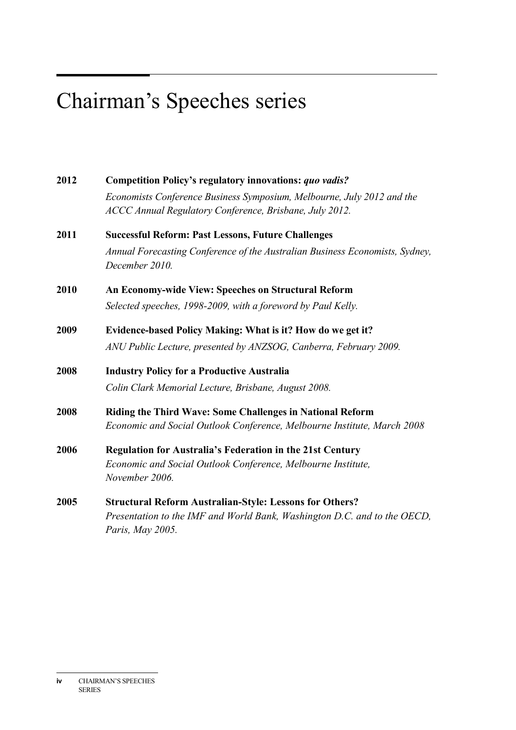# Chairman's Speeches series

**2012** **Competition Policy's regulatory innovations: *quo vadis?***
*Economists Conference Business Symposium, Melbourne, July 2012 and the ACCC Annual Regulatory Conference, Brisbane, July 2012.*

**2011** **Successful Reform: Past Lessons, Future Challenges**
*Annual Forecasting Conference of the Australian Business Economists, Sydney, December 2010.*

**2010** **An Economy-wide View: Speeches on Structural Reform**
*Selected speeches, 1998-2009, with a foreword by Paul Kelly.*

**2009** **Evidence-based Policy Making: What is it? How do we get it?**
*ANU Public Lecture, presented by ANZSOG, Canberra, February 2009.*

**2008** **Industry Policy for a Productive Australia**
*Colin Clark Memorial Lecture, Brisbane, August 2008.*

**2008** **Riding the Third Wave: Some Challenges in National Reform**
*Economic and Social Outlook Conference, Melbourne Institute, March 2008*

**2006** **Regulation for Australia's Federation in the 21st Century**
*Economic and Social Outlook Conference, Melbourne Institute, November 2006.*

**2005** **Structural Reform Australian-Style: Lessons for Others?**
*Presentation to the IMF and World Bank, Washington D.C. and to the OECD, Paris, May 2005.*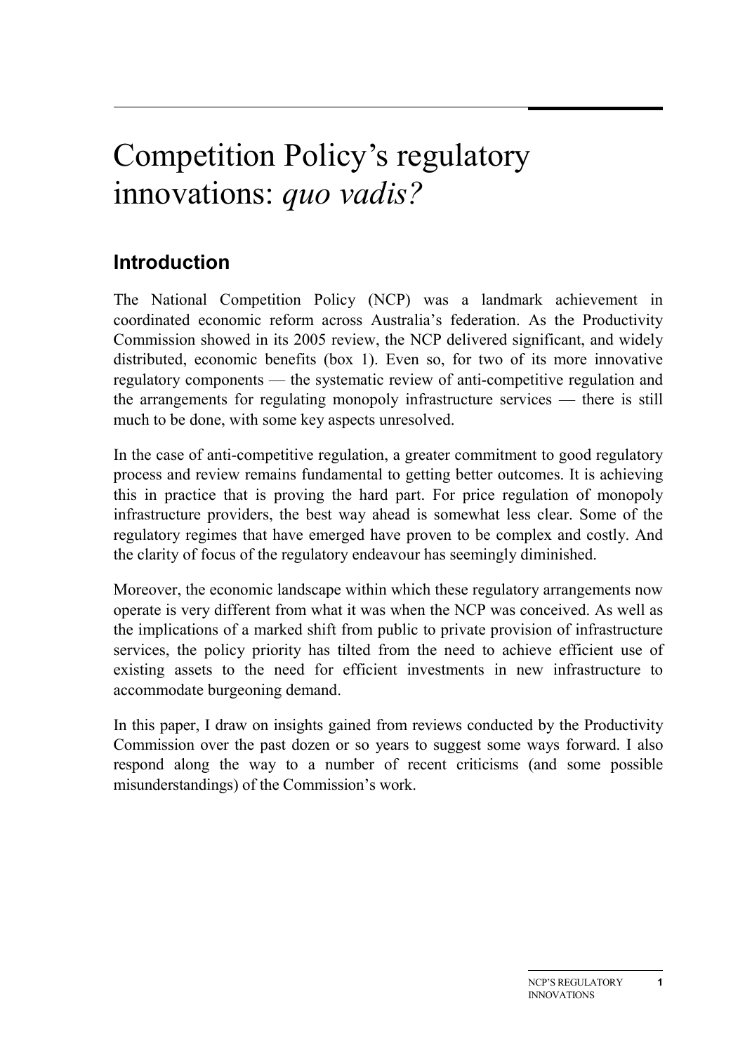# Competition Policy's regulatory innovations: *quo vadis?*

## Introduction

The National Competition Policy (NCP) was a landmark achievement in coordinated economic reform across Australia's federation. As the Productivity Commission showed in its 2005 review, the NCP delivered significant, and widely distributed, economic benefits (box 1). Even so, for two of its more innovative regulatory components — the systematic review of anti-competitive regulation and the arrangements for regulating monopoly infrastructure services — there is still much to be done, with some key aspects unresolved.

In the case of anti-competitive regulation, a greater commitment to good regulatory process and review remains fundamental to getting better outcomes. It is achieving this in practice that is proving the hard part. For price regulation of monopoly infrastructure providers, the best way ahead is somewhat less clear. Some of the regulatory regimes that have emerged have proven to be complex and costly. And the clarity of focus of the regulatory endeavour has seemingly diminished.

Moreover, the economic landscape within which these regulatory arrangements now operate is very different from what it was when the NCP was conceived. As well as the implications of a marked shift from public to private provision of infrastructure services, the policy priority has tilted from the need to achieve efficient use of existing assets to the need for efficient investments in new infrastructure to accommodate burgeoning demand.

In this paper, I draw on insights gained from reviews conducted by the Productivity Commission over the past dozen or so years to suggest some ways forward. I also respond along the way to a number of recent criticisms (and some possible misunderstandings) of the Commission's work.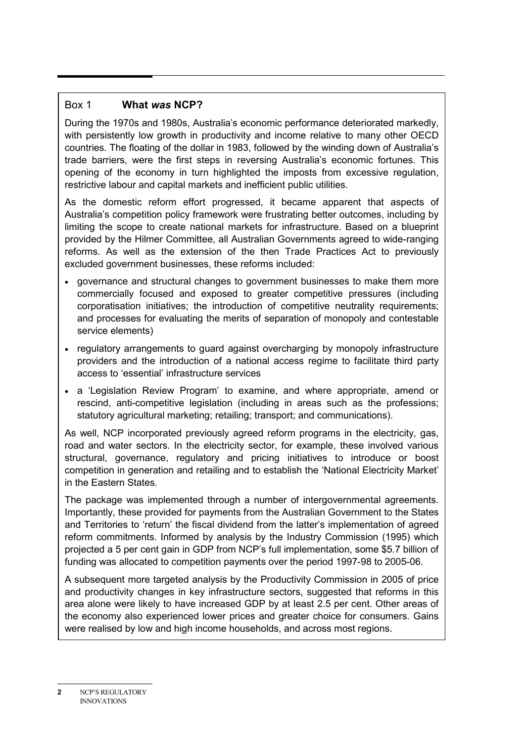## Box 1 What *was* NCP?

During the 1970s and 1980s, Australia's economic performance deteriorated markedly, with persistently low growth in productivity and income relative to many other OECD countries. The floating of the dollar in 1983, followed by the winding down of Australia's trade barriers, were the first steps in reversing Australia's economic fortunes. This opening of the economy in turn highlighted the imposts from excessive regulation, restrictive labour and capital markets and inefficient public utilities.

As the domestic reform effort progressed, it became apparent that aspects of Australia's competition policy framework were frustrating better outcomes, including by limiting the scope to create national markets for infrastructure. Based on a blueprint provided by the Hilmer Committee, all Australian Governments agreed to wide-ranging reforms. As well as the extension of the then Trade Practices Act to previously excluded government businesses, these reforms included:

- governance and structural changes to government businesses to make them more commercially focused and exposed to greater competitive pressures (including corporatisation initiatives; the introduction of competitive neutrality requirements; and processes for evaluating the merits of separation of monopoly and contestable service elements)
- regulatory arrangements to guard against overcharging by monopoly infrastructure providers and the introduction of a national access regime to facilitate third party access to 'essential' infrastructure services
- a 'Legislation Review Program' to examine, and where appropriate, amend or rescind, anti-competitive legislation (including in areas such as the professions; statutory agricultural marketing; retailing; transport; and communications).

As well, NCP incorporated previously agreed reform programs in the electricity, gas, road and water sectors. In the electricity sector, for example, these involved various structural, governance, regulatory and pricing initiatives to introduce or boost competition in generation and retailing and to establish the 'National Electricity Market' in the Eastern States.

The package was implemented through a number of intergovernmental agreements. Importantly, these provided for payments from the Australian Government to the States and Territories to 'return' the fiscal dividend from the latter's implementation of agreed reform commitments. Informed by analysis by the Industry Commission (1995) which projected a 5 per cent gain in GDP from NCP's full implementation, some $5.7 billion of funding was allocated to competition payments over the period 1997-98 to 2005-06.

A subsequent more targeted analysis by the Productivity Commission in 2005 of price and productivity changes in key infrastructure sectors, suggested that reforms in this area alone were likely to have increased GDP by at least 2.5 per cent. Other areas of the economy also experienced lower prices and greater choice for consumers. Gains were realised by low and high income households, and across most regions.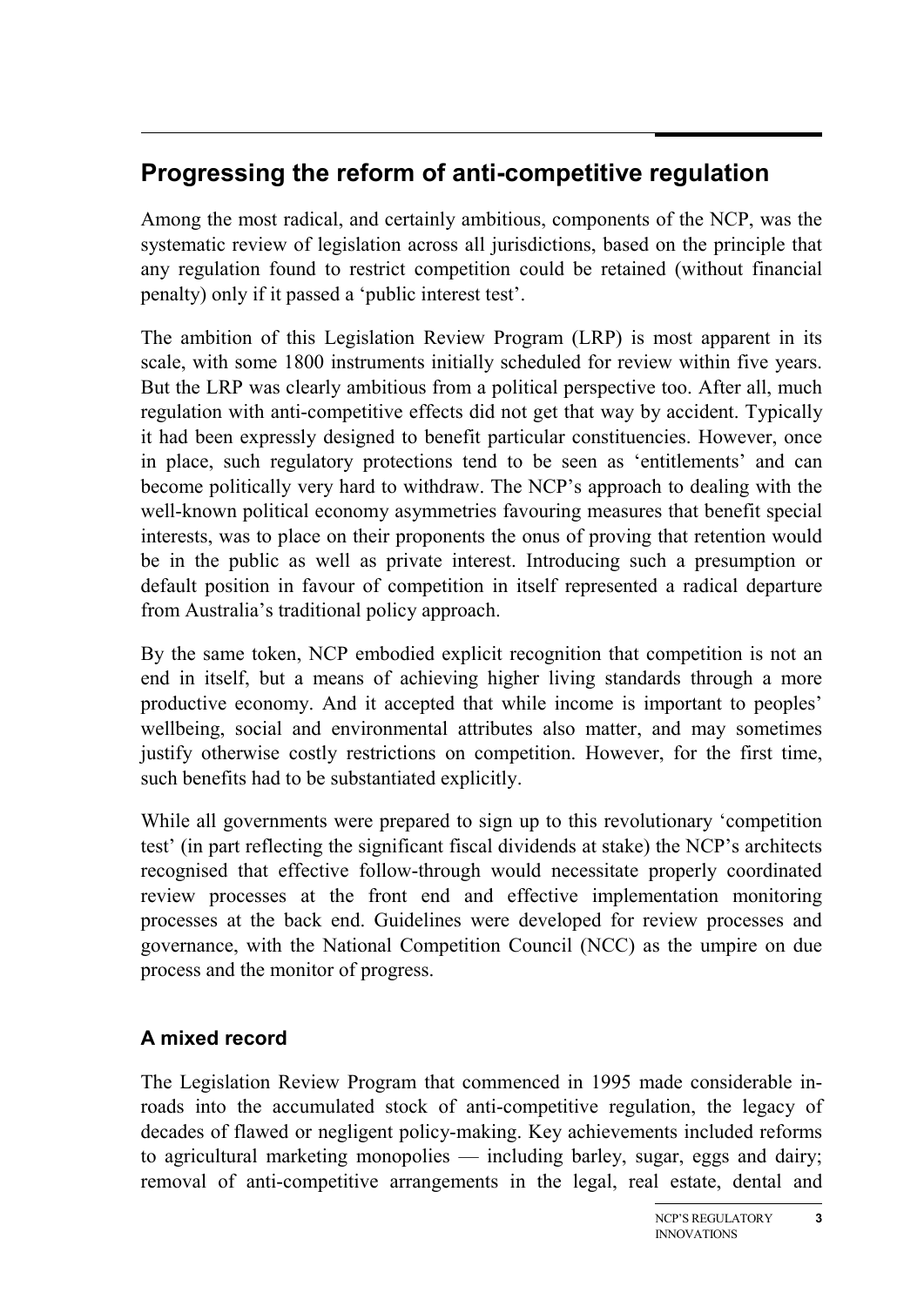## Progressing the reform of anti-competitive regulation

Among the most radical, and certainly ambitious, components of the NCP, was the systematic review of legislation across all jurisdictions, based on the principle that any regulation found to restrict competition could be retained (without financial penalty) only if it passed a 'public interest test'.

The ambition of this Legislation Review Program (LRP) is most apparent in its scale, with some 1800 instruments initially scheduled for review within five years. But the LRP was clearly ambitious from a political perspective too. After all, much regulation with anti-competitive effects did not get that way by accident. Typically it had been expressly designed to benefit particular constituencies. However, once in place, such regulatory protections tend to be seen as 'entitlements' and can become politically very hard to withdraw. The NCP's approach to dealing with the well-known political economy asymmetries favouring measures that benefit special interests, was to place on their proponents the onus of proving that retention would be in the public as well as private interest. Introducing such a presumption or default position in favour of competition in itself represented a radical departure from Australia's traditional policy approach.

By the same token, NCP embodied explicit recognition that competition is not an end in itself, but a means of achieving higher living standards through a more productive economy. And it accepted that while income is important to peoples' wellbeing, social and environmental attributes also matter, and may sometimes justify otherwise costly restrictions on competition. However, for the first time, such benefits had to be substantiated explicitly.

While all governments were prepared to sign up to this revolutionary 'competition test' (in part reflecting the significant fiscal dividends at stake) the NCP's architects recognised that effective follow-through would necessitate properly coordinated review processes at the front end and effective implementation monitoring processes at the back end. Guidelines were developed for review processes and governance, with the National Competition Council (NCC) as the umpire on due process and the monitor of progress.

### A mixed record

The Legislation Review Program that commenced in 1995 made considerable in-roads into the accumulated stock of anti-competitive regulation, the legacy of decades of flawed or negligent policy-making. Key achievements included reforms to agricultural marketing monopolies — including barley, sugar, eggs and dairy; removal of anti-competitive arrangements in the legal, real estate, dental and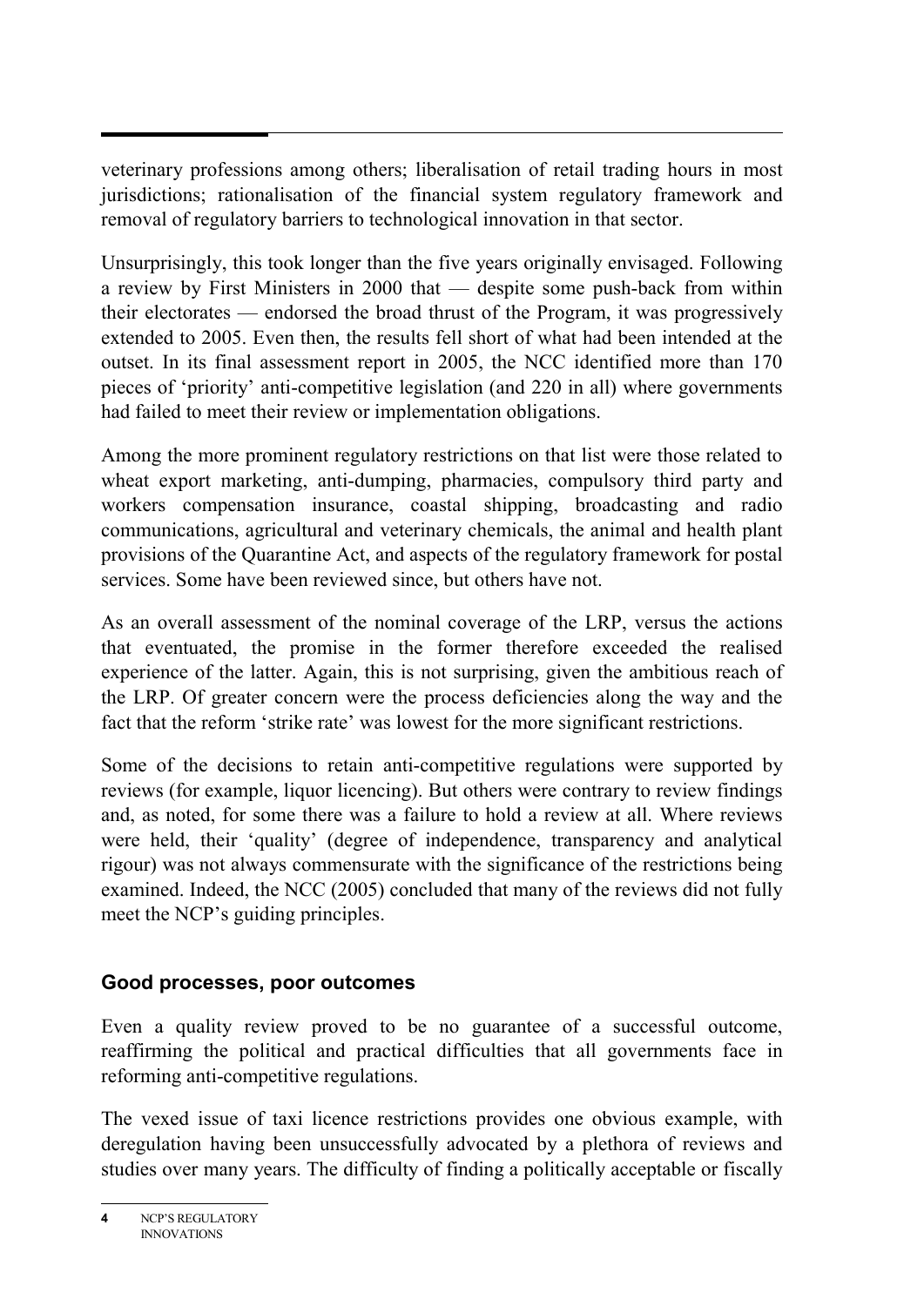veterinary professions among others; liberalisation of retail trading hours in most jurisdictions; rationalisation of the financial system regulatory framework and removal of regulatory barriers to technological innovation in that sector.

Unsurprisingly, this took longer than the five years originally envisaged. Following a review by First Ministers in 2000 that — despite some push-back from within their electorates — endorsed the broad thrust of the Program, it was progressively extended to 2005. Even then, the results fell short of what had been intended at the outset. In its final assessment report in 2005, the NCC identified more than 170 pieces of 'priority' anti-competitive legislation (and 220 in all) where governments had failed to meet their review or implementation obligations.

Among the more prominent regulatory restrictions on that list were those related to wheat export marketing, anti-dumping, pharmacies, compulsory third party and workers compensation insurance, coastal shipping, broadcasting and radio communications, agricultural and veterinary chemicals, the animal and health plant provisions of the Quarantine Act, and aspects of the regulatory framework for postal services. Some have been reviewed since, but others have not.

As an overall assessment of the nominal coverage of the LRP, versus the actions that eventuated, the promise in the former therefore exceeded the realised experience of the latter. Again, this is not surprising, given the ambitious reach of the LRP. Of greater concern were the process deficiencies along the way and the fact that the reform 'strike rate' was lowest for the more significant restrictions.

Some of the decisions to retain anti-competitive regulations were supported by reviews (for example, liquor licencing). But others were contrary to review findings and, as noted, for some there was a failure to hold a review at all. Where reviews were held, their 'quality' (degree of independence, transparency and analytical rigour) was not always commensurate with the significance of the restrictions being examined. Indeed, the NCC (2005) concluded that many of the reviews did not fully meet the NCP's guiding principles.

### Good processes, poor outcomes

Even a quality review proved to be no guarantee of a successful outcome, reaffirming the political and practical difficulties that all governments face in reforming anti-competitive regulations.

The vexed issue of taxi licence restrictions provides one obvious example, with deregulation having been unsuccessfully advocated by a plethora of reviews and studies over many years. The difficulty of finding a politically acceptable or fiscally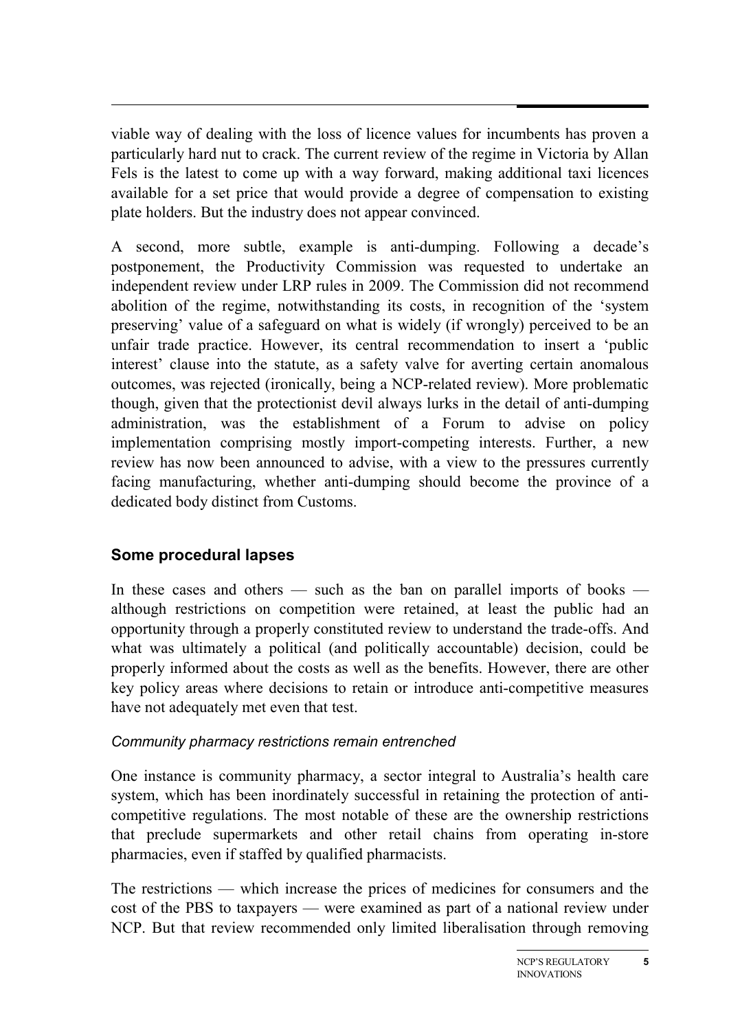viable way of dealing with the loss of licence values for incumbents has proven a particularly hard nut to crack. The current review of the regime in Victoria by Allan Fels is the latest to come up with a way forward, making additional taxi licences available for a set price that would provide a degree of compensation to existing plate holders. But the industry does not appear convinced.

A second, more subtle, example is anti-dumping. Following a decade's postponement, the Productivity Commission was requested to undertake an independent review under LRP rules in 2009. The Commission did not recommend abolition of the regime, notwithstanding its costs, in recognition of the 'system preserving' value of a safeguard on what is widely (if wrongly) perceived to be an unfair trade practice. However, its central recommendation to insert a 'public interest' clause into the statute, as a safety valve for averting certain anomalous outcomes, was rejected (ironically, being a NCP-related review). More problematic though, given that the protectionist devil always lurks in the detail of anti-dumping administration, was the establishment of a Forum to advise on policy implementation comprising mostly import-competing interests. Further, a new review has now been announced to advise, with a view to the pressures currently facing manufacturing, whether anti-dumping should become the province of a dedicated body distinct from Customs.

## Some procedural lapses

In these cases and others — such as the ban on parallel imports of books — although restrictions on competition were retained, at least the public had an opportunity through a properly constituted review to understand the trade-offs. And what was ultimately a political (and politically accountable) decision, could be properly informed about the costs as well as the benefits. However, there are other key policy areas where decisions to retain or introduce anti-competitive measures have not adequately met even that test.

### *Community pharmacy restrictions remain entrenched*

One instance is community pharmacy, a sector integral to Australia's health care system, which has been inordinately successful in retaining the protection of anti-competitive regulations. The most notable of these are the ownership restrictions that preclude supermarkets and other retail chains from operating in-store pharmacies, even if staffed by qualified pharmacists.

The restrictions — which increase the prices of medicines for consumers and the cost of the PBS to taxpayers — were examined as part of a national review under NCP. But that review recommended only limited liberalisation through removing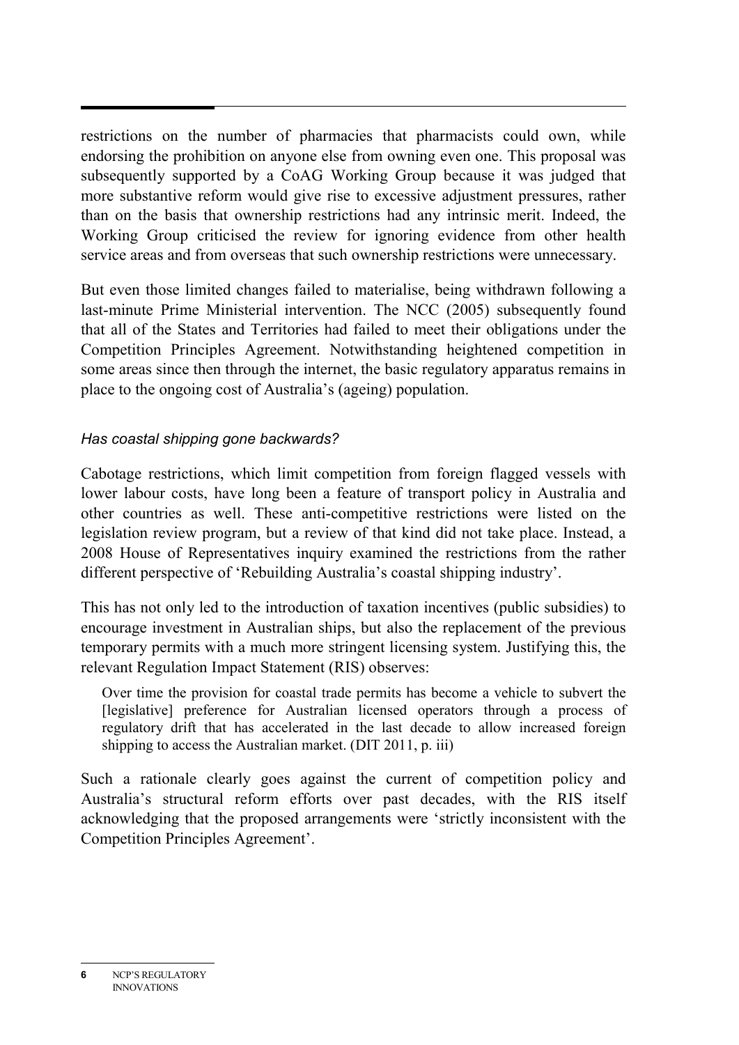restrictions on the number of pharmacies that pharmacists could own, while endorsing the prohibition on anyone else from owning even one. This proposal was subsequently supported by a CoAG Working Group because it was judged that more substantive reform would give rise to excessive adjustment pressures, rather than on the basis that ownership restrictions had any intrinsic merit. Indeed, the Working Group criticised the review for ignoring evidence from other health service areas and from overseas that such ownership restrictions were unnecessary.

But even those limited changes failed to materialise, being withdrawn following a last-minute Prime Ministerial intervention. The NCC (2005) subsequently found that all of the States and Territories had failed to meet their obligations under the Competition Principles Agreement. Notwithstanding heightened competition in some areas since then through the internet, the basic regulatory apparatus remains in place to the ongoing cost of Australia's (ageing) population.

### *Has coastal shipping gone backwards?*

Cabotage restrictions, which limit competition from foreign flagged vessels with lower labour costs, have long been a feature of transport policy in Australia and other countries as well. These anti-competitive restrictions were listed on the legislation review program, but a review of that kind did not take place. Instead, a 2008 House of Representatives inquiry examined the restrictions from the rather different perspective of 'Rebuilding Australia's coastal shipping industry'.

This has not only led to the introduction of taxation incentives (public subsidies) to encourage investment in Australian ships, but also the replacement of the previous temporary permits with a much more stringent licensing system. Justifying this, the relevant Regulation Impact Statement (RIS) observes:

> Over time the provision for coastal trade permits has become a vehicle to subvert the [legislative] preference for Australian licensed operators through a process of regulatory drift that has accelerated in the last decade to allow increased foreign shipping to access the Australian market. (DIT 2011, p. iii)

Such a rationale clearly goes against the current of competition policy and Australia's structural reform efforts over past decades, with the RIS itself acknowledging that the proposed arrangements were 'strictly inconsistent with the Competition Principles Agreement'.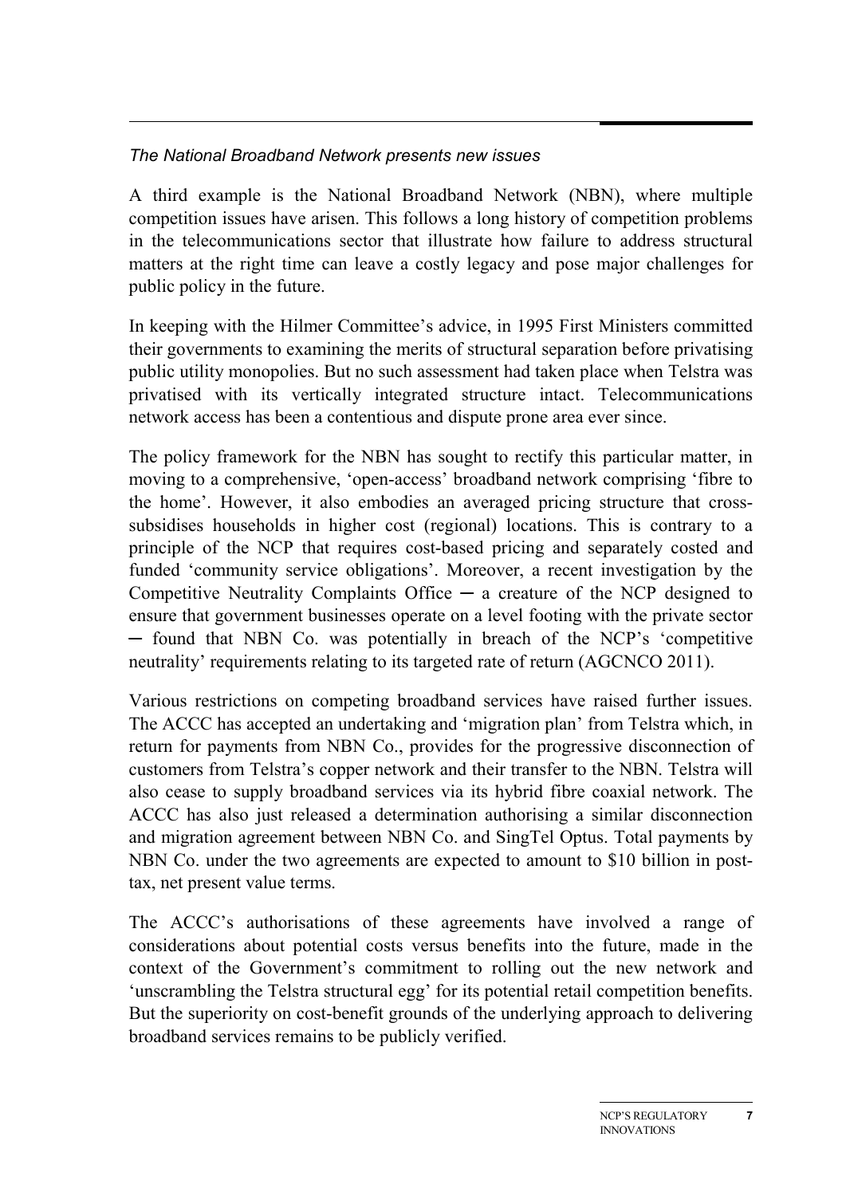*The National Broadband Network presents new issues*

A third example is the National Broadband Network (NBN), where multiple competition issues have arisen. This follows a long history of competition problems in the telecommunications sector that illustrate how failure to address structural matters at the right time can leave a costly legacy and pose major challenges for public policy in the future.

In keeping with the Hilmer Committee's advice, in 1995 First Ministers committed their governments to examining the merits of structural separation before privatising public utility monopolies. But no such assessment had taken place when Telstra was privatised with its vertically integrated structure intact. Telecommunications network access has been a contentious and dispute prone area ever since.

The policy framework for the NBN has sought to rectify this particular matter, in moving to a comprehensive, 'open-access' broadband network comprising 'fibre to the home'. However, it also embodies an averaged pricing structure that cross-subsidises households in higher cost (regional) locations. This is contrary to a principle of the NCP that requires cost-based pricing and separately costed and funded 'community service obligations'. Moreover, a recent investigation by the Competitive Neutrality Complaints Office — a creature of the NCP designed to ensure that government businesses operate on a level footing with the private sector — found that NBN Co. was potentially in breach of the NCP's 'competitive neutrality' requirements relating to its targeted rate of return (AGCNCO 2011).

Various restrictions on competing broadband services have raised further issues. The ACCC has accepted an undertaking and 'migration plan' from Telstra which, in return for payments from NBN Co., provides for the progressive disconnection of customers from Telstra's copper network and their transfer to the NBN. Telstra will also cease to supply broadband services via its hybrid fibre coaxial network. The ACCC has also just released a determination authorising a similar disconnection and migration agreement between NBN Co. and SingTel Optus. Total payments by NBN Co. under the two agreements are expected to amount to $10 billion in post-tax, net present value terms.

The ACCC's authorisations of these agreements have involved a range of considerations about potential costs versus benefits into the future, made in the context of the Government's commitment to rolling out the new network and 'unscrambling the Telstra structural egg' for its potential retail competition benefits. But the superiority on cost-benefit grounds of the underlying approach to delivering broadband services remains to be publicly verified.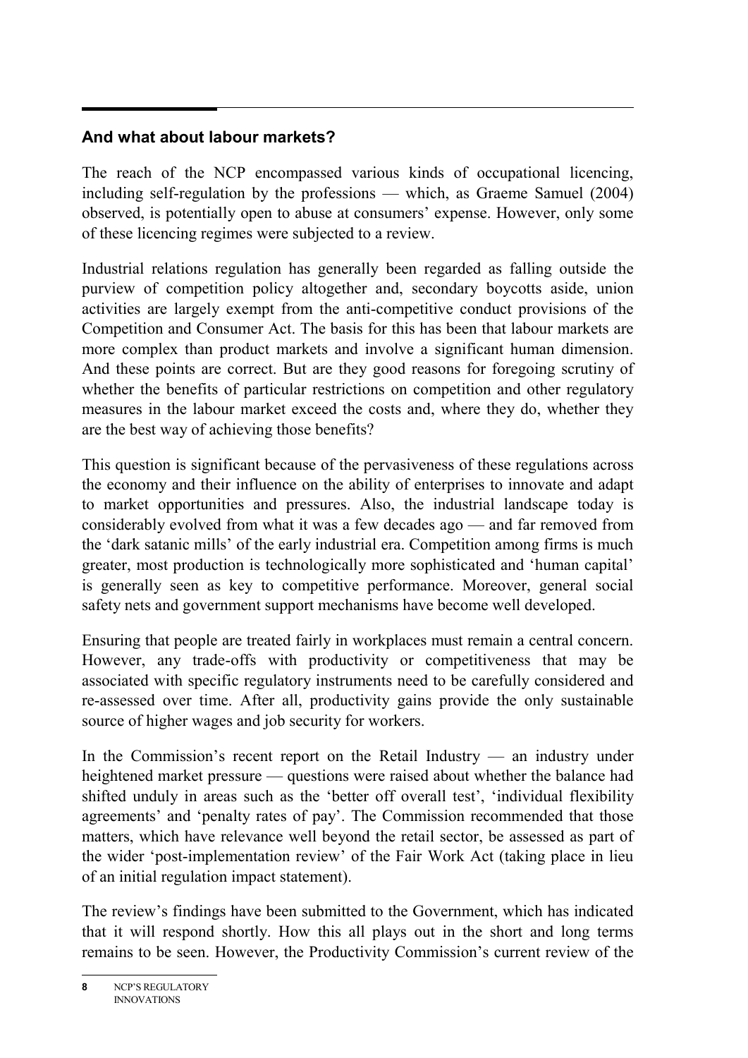## And what about labour markets?

The reach of the NCP encompassed various kinds of occupational licencing, including self-regulation by the professions — which, as Graeme Samuel (2004) observed, is potentially open to abuse at consumers' expense. However, only some of these licencing regimes were subjected to a review.

Industrial relations regulation has generally been regarded as falling outside the purview of competition policy altogether and, secondary boycotts aside, union activities are largely exempt from the anti-competitive conduct provisions of the Competition and Consumer Act. The basis for this has been that labour markets are more complex than product markets and involve a significant human dimension. And these points are correct. But are they good reasons for foregoing scrutiny of whether the benefits of particular restrictions on competition and other regulatory measures in the labour market exceed the costs and, where they do, whether they are the best way of achieving those benefits?

This question is significant because of the pervasiveness of these regulations across the economy and their influence on the ability of enterprises to innovate and adapt to market opportunities and pressures. Also, the industrial landscape today is considerably evolved from what it was a few decades ago — and far removed from the 'dark satanic mills' of the early industrial era. Competition among firms is much greater, most production is technologically more sophisticated and 'human capital' is generally seen as key to competitive performance. Moreover, general social safety nets and government support mechanisms have become well developed.

Ensuring that people are treated fairly in workplaces must remain a central concern. However, any trade-offs with productivity or competitiveness that may be associated with specific regulatory instruments need to be carefully considered and re-assessed over time. After all, productivity gains provide the only sustainable source of higher wages and job security for workers.

In the Commission's recent report on the Retail Industry — an industry under heightened market pressure — questions were raised about whether the balance had shifted unduly in areas such as the 'better off overall test', 'individual flexibility agreements' and 'penalty rates of pay'. The Commission recommended that those matters, which have relevance well beyond the retail sector, be assessed as part of the wider 'post-implementation review' of the Fair Work Act (taking place in lieu of an initial regulation impact statement).

The review's findings have been submitted to the Government, which has indicated that it will respond shortly. How this all plays out in the short and long terms remains to be seen. However, the Productivity Commission's current review of the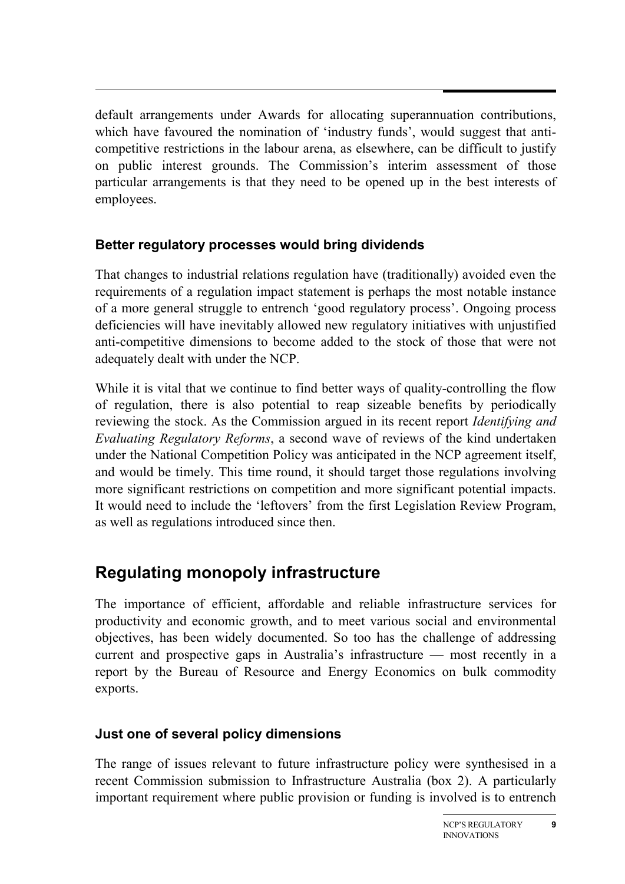default arrangements under Awards for allocating superannuation contributions, which have favoured the nomination of 'industry funds', would suggest that anti-competitive restrictions in the labour arena, as elsewhere, can be difficult to justify on public interest grounds. The Commission's interim assessment of those particular arrangements is that they need to be opened up in the best interests of employees.

### Better regulatory processes would bring dividends

That changes to industrial relations regulation have (traditionally) avoided even the requirements of a regulation impact statement is perhaps the most notable instance of a more general struggle to entrench 'good regulatory process'. Ongoing process deficiencies will have inevitably allowed new regulatory initiatives with unjustified anti-competitive dimensions to become added to the stock of those that were not adequately dealt with under the NCP.

While it is vital that we continue to find better ways of quality-controlling the flow of regulation, there is also potential to reap sizeable benefits by periodically reviewing the stock. As the Commission argued in its recent report *Identifying and Evaluating Regulatory Reforms*, a second wave of reviews of the kind undertaken under the National Competition Policy was anticipated in the NCP agreement itself, and would be timely. This time round, it should target those regulations involving more significant restrictions on competition and more significant potential impacts. It would need to include the 'leftovers' from the first Legislation Review Program, as well as regulations introduced since then.

## Regulating monopoly infrastructure

The importance of efficient, affordable and reliable infrastructure services for productivity and economic growth, and to meet various social and environmental objectives, has been widely documented. So too has the challenge of addressing current and prospective gaps in Australia's infrastructure — most recently in a report by the Bureau of Resource and Energy Economics on bulk commodity exports.

### Just one of several policy dimensions

The range of issues relevant to future infrastructure policy were synthesised in a recent Commission submission to Infrastructure Australia (box 2). A particularly important requirement where public provision or funding is involved is to entrench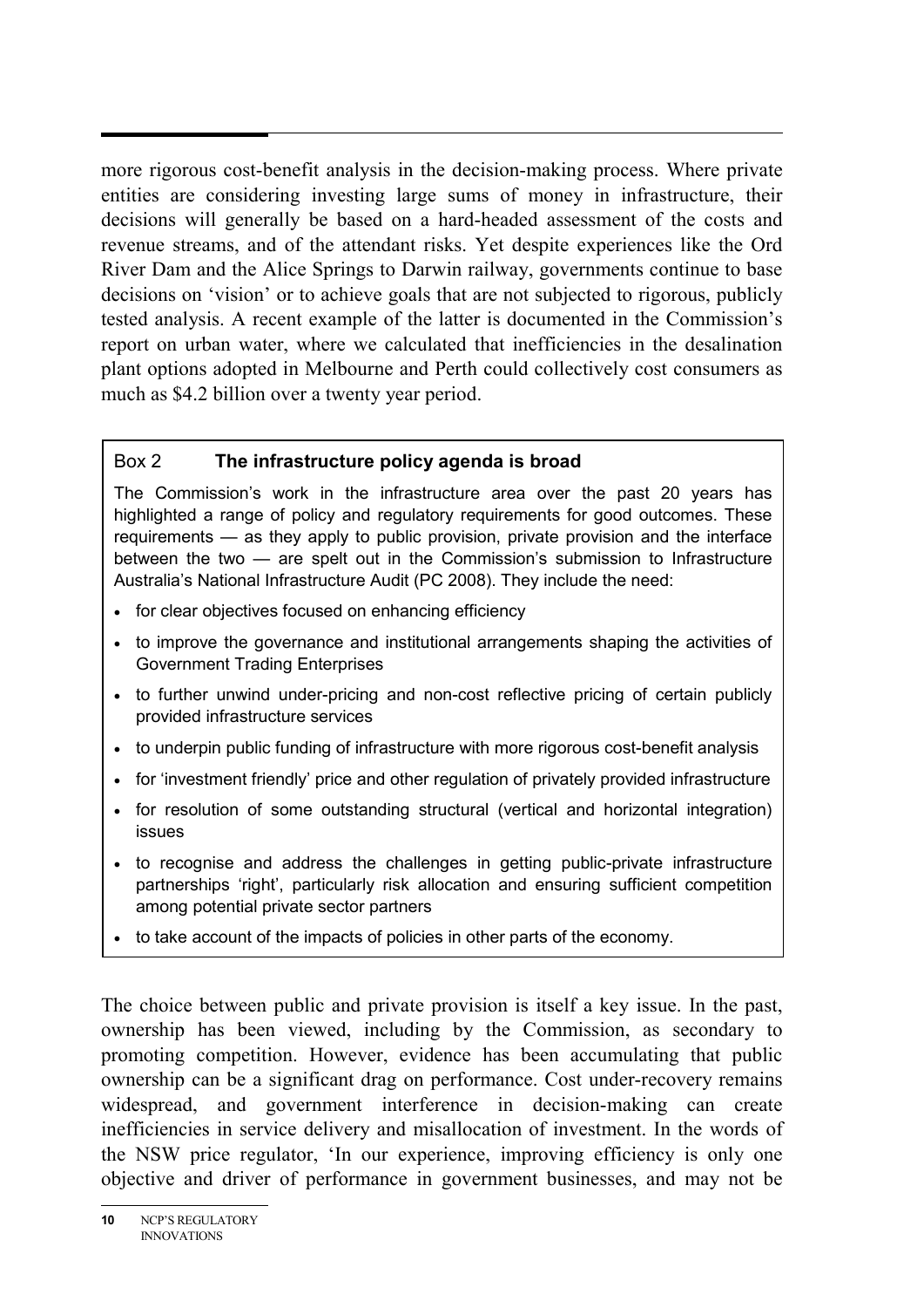more rigorous cost-benefit analysis in the decision-making process. Where private entities are considering investing large sums of money in infrastructure, their decisions will generally be based on a hard-headed assessment of the costs and revenue streams, and of the attendant risks. Yet despite experiences like the Ord River Dam and the Alice Springs to Darwin railway, governments continue to base decisions on 'vision' or to achieve goals that are not subjected to rigorous, publicly tested analysis. A recent example of the latter is documented in the Commission's report on urban water, where we calculated that inefficiencies in the desalination plant options adopted in Melbourne and Perth could collectively cost consumers as much as $4.2 billion over a twenty year period.

> Box 2 **The infrastructure policy agenda is broad**
>
> The Commission's work in the infrastructure area over the past 20 years has highlighted a range of policy and regulatory requirements for good outcomes. These requirements — as they apply to public provision, private provision and the interface between the two — are spelt out in the Commission's submission to Infrastructure Australia's National Infrastructure Audit (PC 2008). They include the need:
>
> - for clear objectives focused on enhancing efficiency
> - to improve the governance and institutional arrangements shaping the activities of Government Trading Enterprises
> - to further unwind under-pricing and non-cost reflective pricing of certain publicly provided infrastructure services
> - to underpin public funding of infrastructure with more rigorous cost-benefit analysis
> - for 'investment friendly' price and other regulation of privately provided infrastructure
> - for resolution of some outstanding structural (vertical and horizontal integration) issues
> - to recognise and address the challenges in getting public-private infrastructure partnerships 'right', particularly risk allocation and ensuring sufficient competition among potential private sector partners
> - to take account of the impacts of policies in other parts of the economy.

The choice between public and private provision is itself a key issue. In the past, ownership has been viewed, including by the Commission, as secondary to promoting competition. However, evidence has been accumulating that public ownership can be a significant drag on performance. Cost under-recovery remains widespread, and government interference in decision-making can create inefficiencies in service delivery and misallocation of investment. In the words of the NSW price regulator, 'In our experience, improving efficiency is only one objective and driver of performance in government businesses, and may not be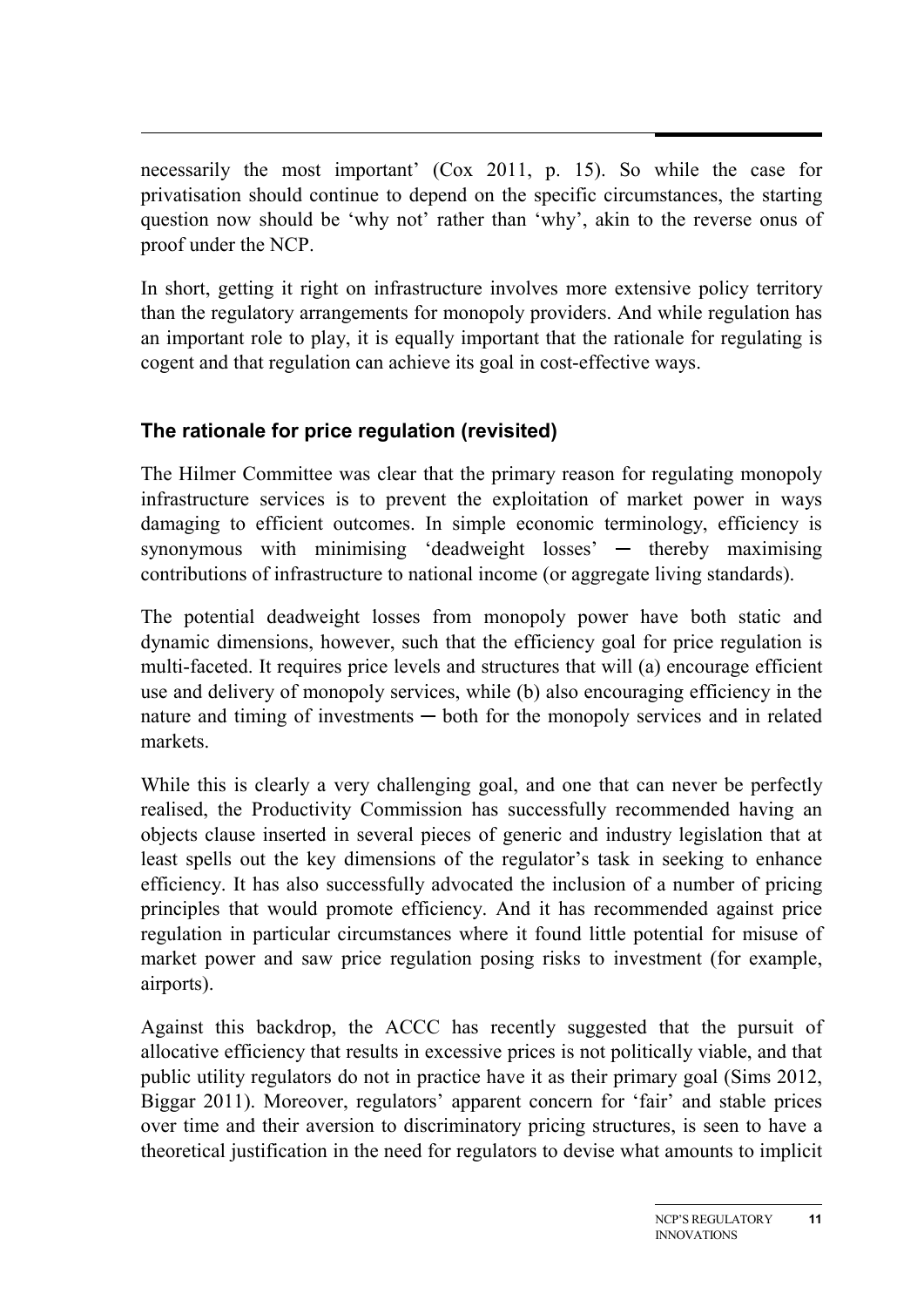necessarily the most important' (Cox 2011, p. 15). So while the case for privatisation should continue to depend on the specific circumstances, the starting question now should be 'why not' rather than 'why', akin to the reverse onus of proof under the NCP.

In short, getting it right on infrastructure involves more extensive policy territory than the regulatory arrangements for monopoly providers. And while regulation has an important role to play, it is equally important that the rationale for regulating is cogent and that regulation can achieve its goal in cost-effective ways.

## The rationale for price regulation (revisited)

The Hilmer Committee was clear that the primary reason for regulating monopoly infrastructure services is to prevent the exploitation of market power in ways damaging to efficient outcomes. In simple economic terminology, efficiency is synonymous with minimising 'deadweight losses' — thereby maximising contributions of infrastructure to national income (or aggregate living standards).

The potential deadweight losses from monopoly power have both static and dynamic dimensions, however, such that the efficiency goal for price regulation is multi-faceted. It requires price levels and structures that will (a) encourage efficient use and delivery of monopoly services, while (b) also encouraging efficiency in the nature and timing of investments — both for the monopoly services and in related markets.

While this is clearly a very challenging goal, and one that can never be perfectly realised, the Productivity Commission has successfully recommended having an objects clause inserted in several pieces of generic and industry legislation that at least spells out the key dimensions of the regulator's task in seeking to enhance efficiency. It has also successfully advocated the inclusion of a number of pricing principles that would promote efficiency. And it has recommended against price regulation in particular circumstances where it found little potential for misuse of market power and saw price regulation posing risks to investment (for example, airports).

Against this backdrop, the ACCC has recently suggested that the pursuit of allocative efficiency that results in excessive prices is not politically viable, and that public utility regulators do not in practice have it as their primary goal (Sims 2012, Biggar 2011). Moreover, regulators' apparent concern for 'fair' and stable prices over time and their aversion to discriminatory pricing structures, is seen to have a theoretical justification in the need for regulators to devise what amounts to implicit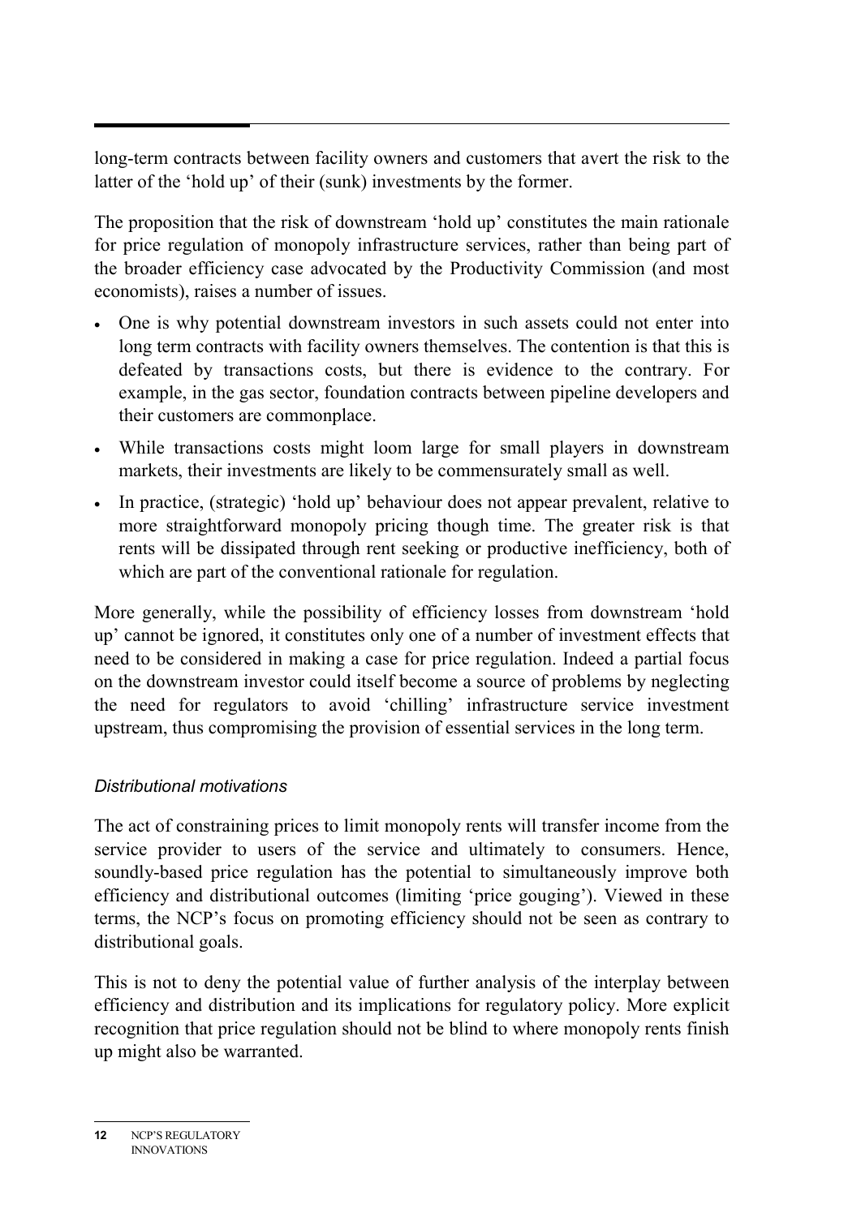long-term contracts between facility owners and customers that avert the risk to the latter of the 'hold up' of their (sunk) investments by the former.

The proposition that the risk of downstream 'hold up' constitutes the main rationale for price regulation of monopoly infrastructure services, rather than being part of the broader efficiency case advocated by the Productivity Commission (and most economists), raises a number of issues.

- One is why potential downstream investors in such assets could not enter into long term contracts with facility owners themselves. The contention is that this is defeated by transactions costs, but there is evidence to the contrary. For example, in the gas sector, foundation contracts between pipeline developers and their customers are commonplace.
- While transactions costs might loom large for small players in downstream markets, their investments are likely to be commensurately small as well.
- In practice, (strategic) 'hold up' behaviour does not appear prevalent, relative to more straightforward monopoly pricing though time. The greater risk is that rents will be dissipated through rent seeking or productive inefficiency, both of which are part of the conventional rationale for regulation.

More generally, while the possibility of efficiency losses from downstream 'hold up' cannot be ignored, it constitutes only one of a number of investment effects that need to be considered in making a case for price regulation. Indeed a partial focus on the downstream investor could itself become a source of problems by neglecting the need for regulators to avoid 'chilling' infrastructure service investment upstream, thus compromising the provision of essential services in the long term.

*Distributional motivations*

The act of constraining prices to limit monopoly rents will transfer income from the service provider to users of the service and ultimately to consumers. Hence, soundly-based price regulation has the potential to simultaneously improve both efficiency and distributional outcomes (limiting 'price gouging'). Viewed in these terms, the NCP's focus on promoting efficiency should not be seen as contrary to distributional goals.

This is not to deny the potential value of further analysis of the interplay between efficiency and distribution and its implications for regulatory policy. More explicit recognition that price regulation should not be blind to where monopoly rents finish up might also be warranted.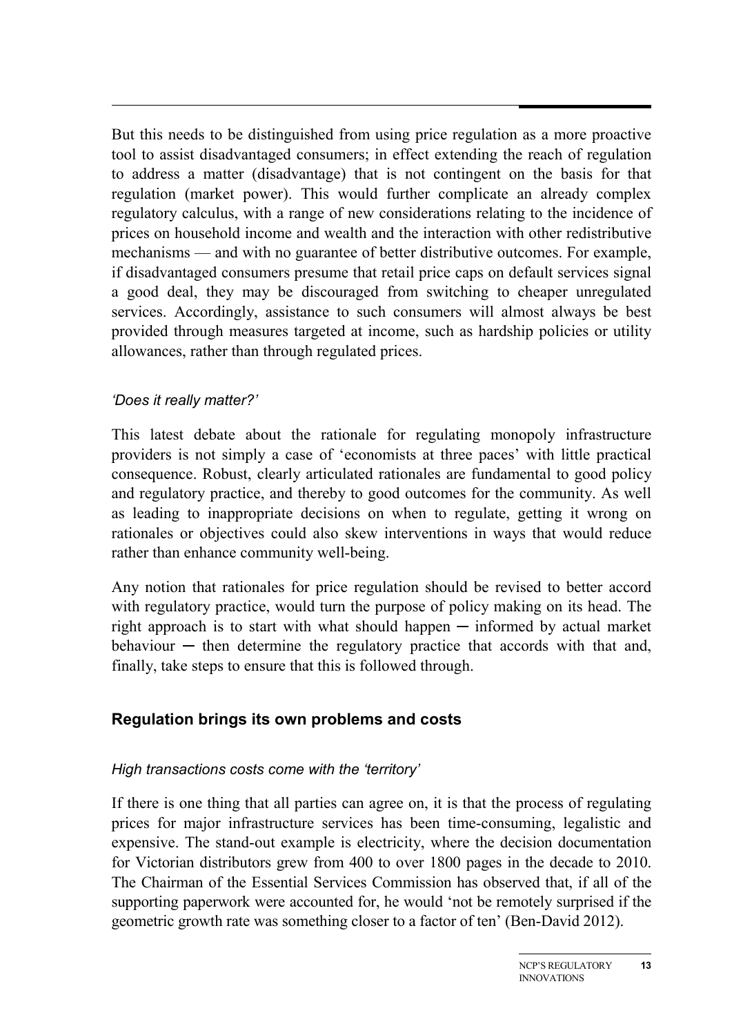But this needs to be distinguished from using price regulation as a more proactive tool to assist disadvantaged consumers; in effect extending the reach of regulation to address a matter (disadvantage) that is not contingent on the basis for that regulation (market power). This would further complicate an already complex regulatory calculus, with a range of new considerations relating to the incidence of prices on household income and wealth and the interaction with other redistributive mechanisms — and with no guarantee of better distributive outcomes. For example, if disadvantaged consumers presume that retail price caps on default services signal a good deal, they may be discouraged from switching to cheaper unregulated services. Accordingly, assistance to such consumers will almost always be best provided through measures targeted at income, such as hardship policies or utility allowances, rather than through regulated prices.

*'Does it really matter?'*

This latest debate about the rationale for regulating monopoly infrastructure providers is not simply a case of 'economists at three paces' with little practical consequence. Robust, clearly articulated rationales are fundamental to good policy and regulatory practice, and thereby to good outcomes for the community. As well as leading to inappropriate decisions on when to regulate, getting it wrong on rationales or objectives could also skew interventions in ways that would reduce rather than enhance community well-being.

Any notion that rationales for price regulation should be revised to better accord with regulatory practice, would turn the purpose of policy making on its head. The right approach is to start with what should happen ─ informed by actual market behaviour ─ then determine the regulatory practice that accords with that and, finally, take steps to ensure that this is followed through.

## Regulation brings its own problems and costs

*High transactions costs come with the 'territory'*

If there is one thing that all parties can agree on, it is that the process of regulating prices for major infrastructure services has been time-consuming, legalistic and expensive. The stand-out example is electricity, where the decision documentation for Victorian distributors grew from 400 to over 1800 pages in the decade to 2010. The Chairman of the Essential Services Commission has observed that, if all of the supporting paperwork were accounted for, he would 'not be remotely surprised if the geometric growth rate was something closer to a factor of ten' (Ben-David 2012).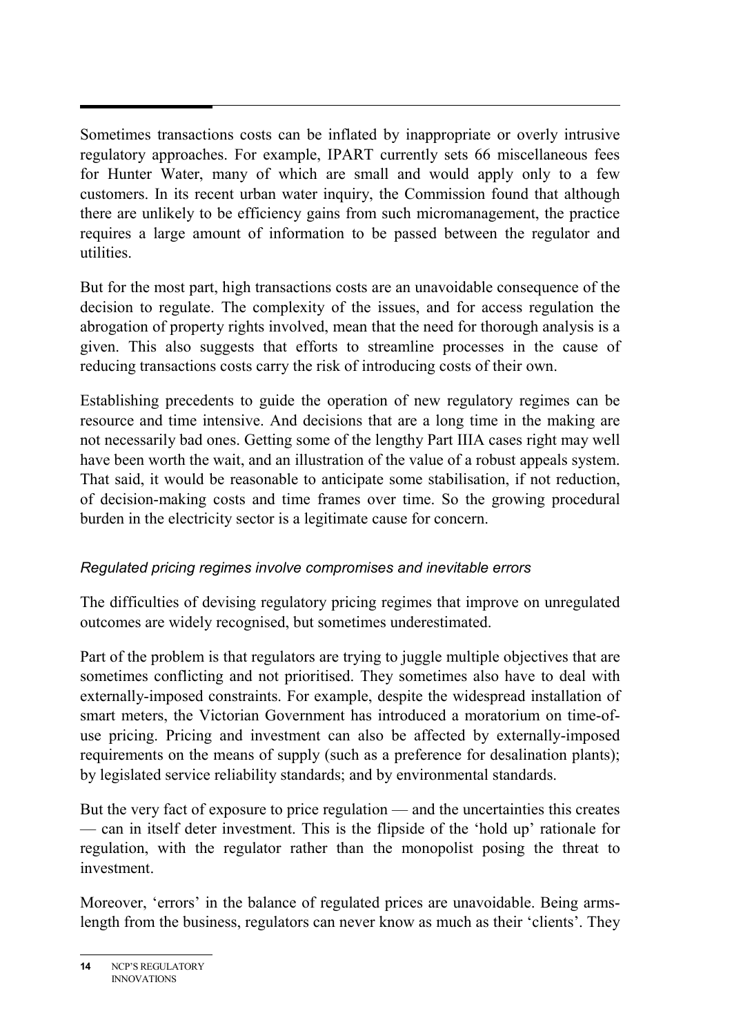Sometimes transactions costs can be inflated by inappropriate or overly intrusive regulatory approaches. For example, IPART currently sets 66 miscellaneous fees for Hunter Water, many of which are small and would apply only to a few customers. In its recent urban water inquiry, the Commission found that although there are unlikely to be efficiency gains from such micromanagement, the practice requires a large amount of information to be passed between the regulator and utilities.

But for the most part, high transactions costs are an unavoidable consequence of the decision to regulate. The complexity of the issues, and for access regulation the abrogation of property rights involved, mean that the need for thorough analysis is a given. This also suggests that efforts to streamline processes in the cause of reducing transactions costs carry the risk of introducing costs of their own.

Establishing precedents to guide the operation of new regulatory regimes can be resource and time intensive. And decisions that are a long time in the making are not necessarily bad ones. Getting some of the lengthy Part IIIA cases right may well have been worth the wait, and an illustration of the value of a robust appeals system. That said, it would be reasonable to anticipate some stabilisation, if not reduction, of decision-making costs and time frames over time. So the growing procedural burden in the electricity sector is a legitimate cause for concern.

### *Regulated pricing regimes involve compromises and inevitable errors*

The difficulties of devising regulatory pricing regimes that improve on unregulated outcomes are widely recognised, but sometimes underestimated.

Part of the problem is that regulators are trying to juggle multiple objectives that are sometimes conflicting and not prioritised. They sometimes also have to deal with externally-imposed constraints. For example, despite the widespread installation of smart meters, the Victorian Government has introduced a moratorium on time-of-use pricing. Pricing and investment can also be affected by externally-imposed requirements on the means of supply (such as a preference for desalination plants); by legislated service reliability standards; and by environmental standards.

But the very fact of exposure to price regulation — and the uncertainties this creates — can in itself deter investment. This is the flipside of the 'hold up' rationale for regulation, with the regulator rather than the monopolist posing the threat to investment.

Moreover, 'errors' in the balance of regulated prices are unavoidable. Being arms-length from the business, regulators can never know as much as their 'clients'. They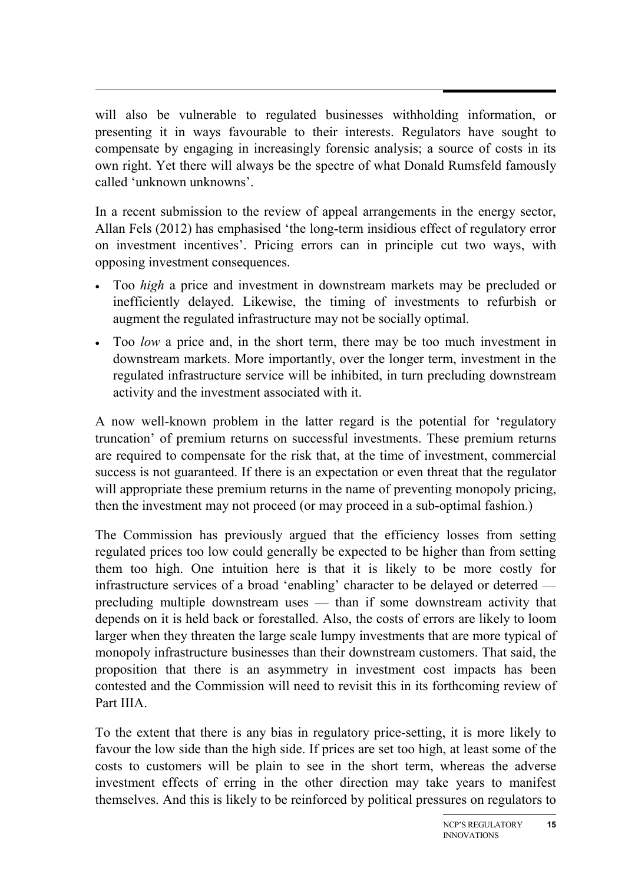will also be vulnerable to regulated businesses withholding information, or presenting it in ways favourable to their interests. Regulators have sought to compensate by engaging in increasingly forensic analysis; a source of costs in its own right. Yet there will always be the spectre of what Donald Rumsfeld famously called 'unknown unknowns'.

In a recent submission to the review of appeal arrangements in the energy sector, Allan Fels (2012) has emphasised 'the long-term insidious effect of regulatory error on investment incentives'. Pricing errors can in principle cut two ways, with opposing investment consequences.

- Too *high* a price and investment in downstream markets may be precluded or inefficiently delayed. Likewise, the timing of investments to refurbish or augment the regulated infrastructure may not be socially optimal.
- Too *low* a price and, in the short term, there may be too much investment in downstream markets. More importantly, over the longer term, investment in the regulated infrastructure service will be inhibited, in turn precluding downstream activity and the investment associated with it.

A now well-known problem in the latter regard is the potential for 'regulatory truncation' of premium returns on successful investments. These premium returns are required to compensate for the risk that, at the time of investment, commercial success is not guaranteed. If there is an expectation or even threat that the regulator will appropriate these premium returns in the name of preventing monopoly pricing, then the investment may not proceed (or may proceed in a sub-optimal fashion.)

The Commission has previously argued that the efficiency losses from setting regulated prices too low could generally be expected to be higher than from setting them too high. One intuition here is that it is likely to be more costly for infrastructure services of a broad 'enabling' character to be delayed or deterred — precluding multiple downstream uses — than if some downstream activity that depends on it is held back or forestalled. Also, the costs of errors are likely to loom larger when they threaten the large scale lumpy investments that are more typical of monopoly infrastructure businesses than their downstream customers. That said, the proposition that there is an asymmetry in investment cost impacts has been contested and the Commission will need to revisit this in its forthcoming review of Part IIIA.

To the extent that there is any bias in regulatory price-setting, it is more likely to favour the low side than the high side. If prices are set too high, at least some of the costs to customers will be plain to see in the short term, whereas the adverse investment effects of erring in the other direction may take years to manifest themselves. And this is likely to be reinforced by political pressures on regulators to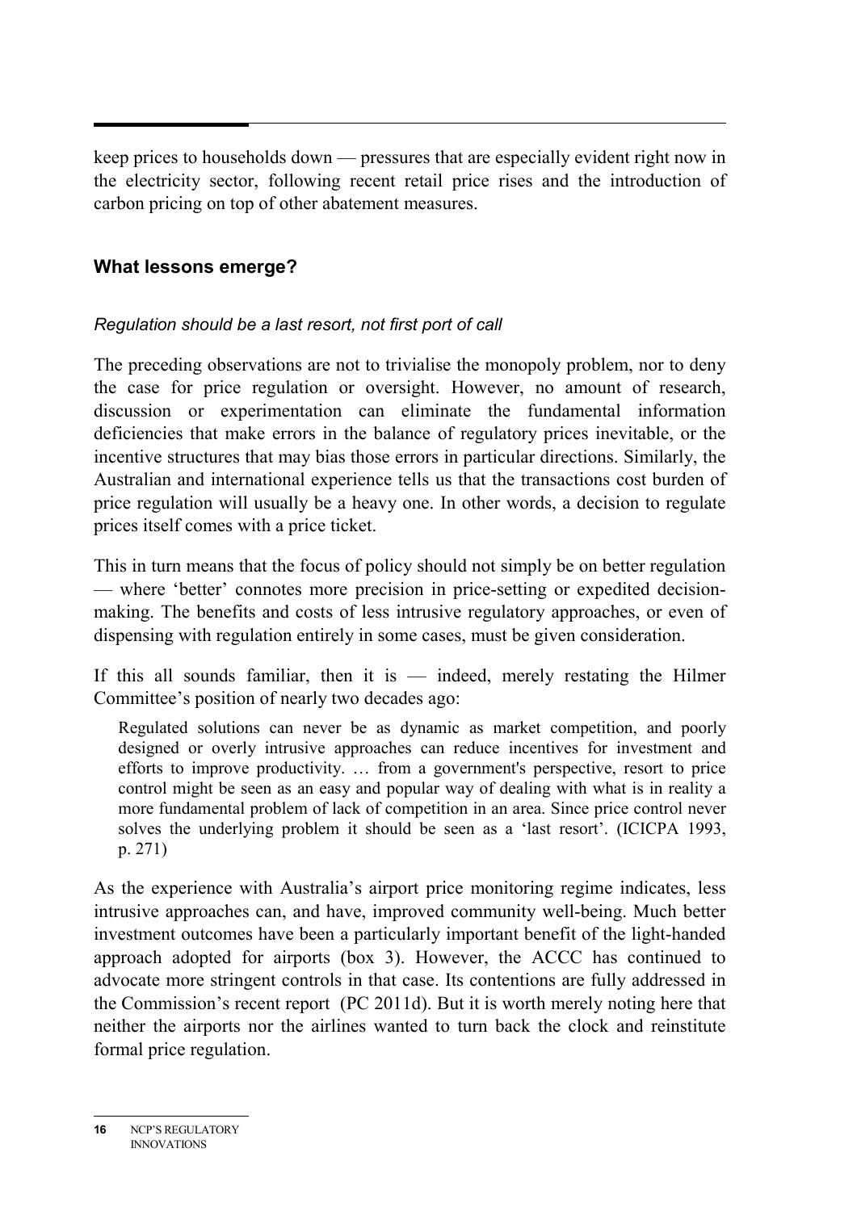keep prices to households down — pressures that are especially evident right now in the electricity sector, following recent retail price rises and the introduction of carbon pricing on top of other abatement measures.

## What lessons emerge?

*Regulation should be a last resort, not first port of call*

The preceding observations are not to trivialise the monopoly problem, nor to deny the case for price regulation or oversight. However, no amount of research, discussion or experimentation can eliminate the fundamental information deficiencies that make errors in the balance of regulatory prices inevitable, or the incentive structures that may bias those errors in particular directions. Similarly, the Australian and international experience tells us that the transactions cost burden of price regulation will usually be a heavy one. In other words, a decision to regulate prices itself comes with a price ticket.

This in turn means that the focus of policy should not simply be on better regulation — where 'better' connotes more precision in price-setting or expedited decision-making. The benefits and costs of less intrusive regulatory approaches, or even of dispensing with regulation entirely in some cases, must be given consideration.

If this all sounds familiar, then it is — indeed, merely restating the Hilmer Committee's position of nearly two decades ago:

> Regulated solutions can never be as dynamic as market competition, and poorly designed or overly intrusive approaches can reduce incentives for investment and efforts to improve productivity. … from a government's perspective, resort to price control might be seen as an easy and popular way of dealing with what is in reality a more fundamental problem of lack of competition in an area. Since price control never solves the underlying problem it should be seen as a 'last resort'. (ICICPA 1993, p. 271)

As the experience with Australia's airport price monitoring regime indicates, less intrusive approaches can, and have, improved community well-being. Much better investment outcomes have been a particularly important benefit of the light-handed approach adopted for airports (box 3). However, the ACCC has continued to advocate more stringent controls in that case. Its contentions are fully addressed in the Commission's recent report (PC 2011d). But it is worth merely noting here that neither the airports nor the airlines wanted to turn back the clock and reinstitute formal price regulation.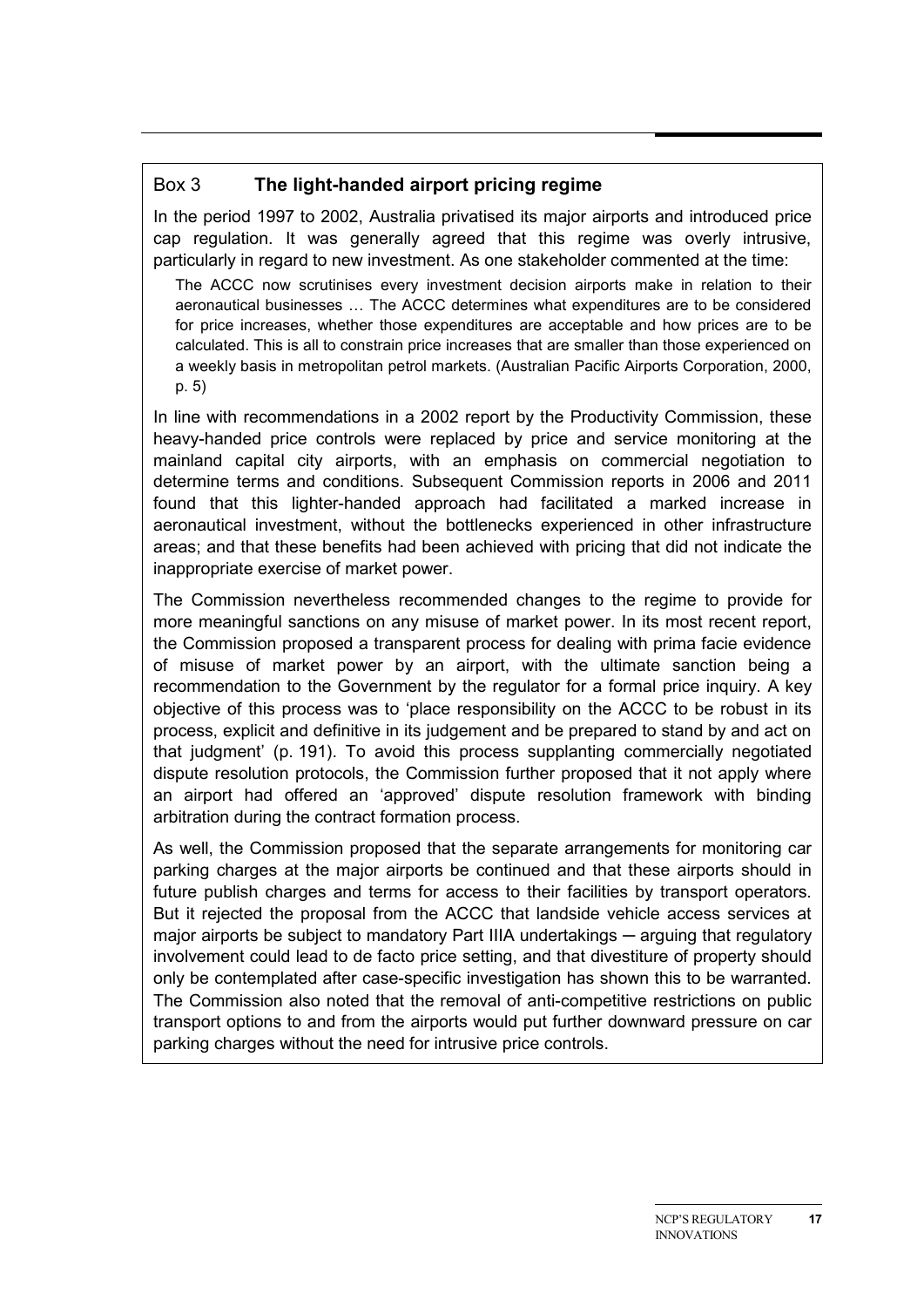### Box 3 **The light-handed airport pricing regime**

In the period 1997 to 2002, Australia privatised its major airports and introduced price cap regulation. It was generally agreed that this regime was overly intrusive, particularly in regard to new investment. As one stakeholder commented at the time:

> The ACCC now scrutinises every investment decision airports make in relation to their aeronautical businesses … The ACCC determines what expenditures are to be considered for price increases, whether those expenditures are acceptable and how prices are to be calculated. This is all to constrain price increases that are smaller than those experienced on a weekly basis in metropolitan petrol markets. (Australian Pacific Airports Corporation, 2000, p. 5)

In line with recommendations in a 2002 report by the Productivity Commission, these heavy-handed price controls were replaced by price and service monitoring at the mainland capital city airports, with an emphasis on commercial negotiation to determine terms and conditions. Subsequent Commission reports in 2006 and 2011 found that this lighter-handed approach had facilitated a marked increase in aeronautical investment, without the bottlenecks experienced in other infrastructure areas; and that these benefits had been achieved with pricing that did not indicate the inappropriate exercise of market power.

The Commission nevertheless recommended changes to the regime to provide for more meaningful sanctions on any misuse of market power. In its most recent report, the Commission proposed a transparent process for dealing with prima facie evidence of misuse of market power by an airport, with the ultimate sanction being a recommendation to the Government by the regulator for a formal price inquiry. A key objective of this process was to 'place responsibility on the ACCC to be robust in its process, explicit and definitive in its judgement and be prepared to stand by and act on that judgment' (p. 191). To avoid this process supplanting commercially negotiated dispute resolution protocols, the Commission further proposed that it not apply where an airport had offered an 'approved' dispute resolution framework with binding arbitration during the contract formation process.

As well, the Commission proposed that the separate arrangements for monitoring car parking charges at the major airports be continued and that these airports should in future publish charges and terms for access to their facilities by transport operators. But it rejected the proposal from the ACCC that landside vehicle access services at major airports be subject to mandatory Part IIIA undertakings ─ arguing that regulatory involvement could lead to de facto price setting, and that divestiture of property should only be contemplated after case-specific investigation has shown this to be warranted. The Commission also noted that the removal of anti-competitive restrictions on public transport options to and from the airports would put further downward pressure on car parking charges without the need for intrusive price controls.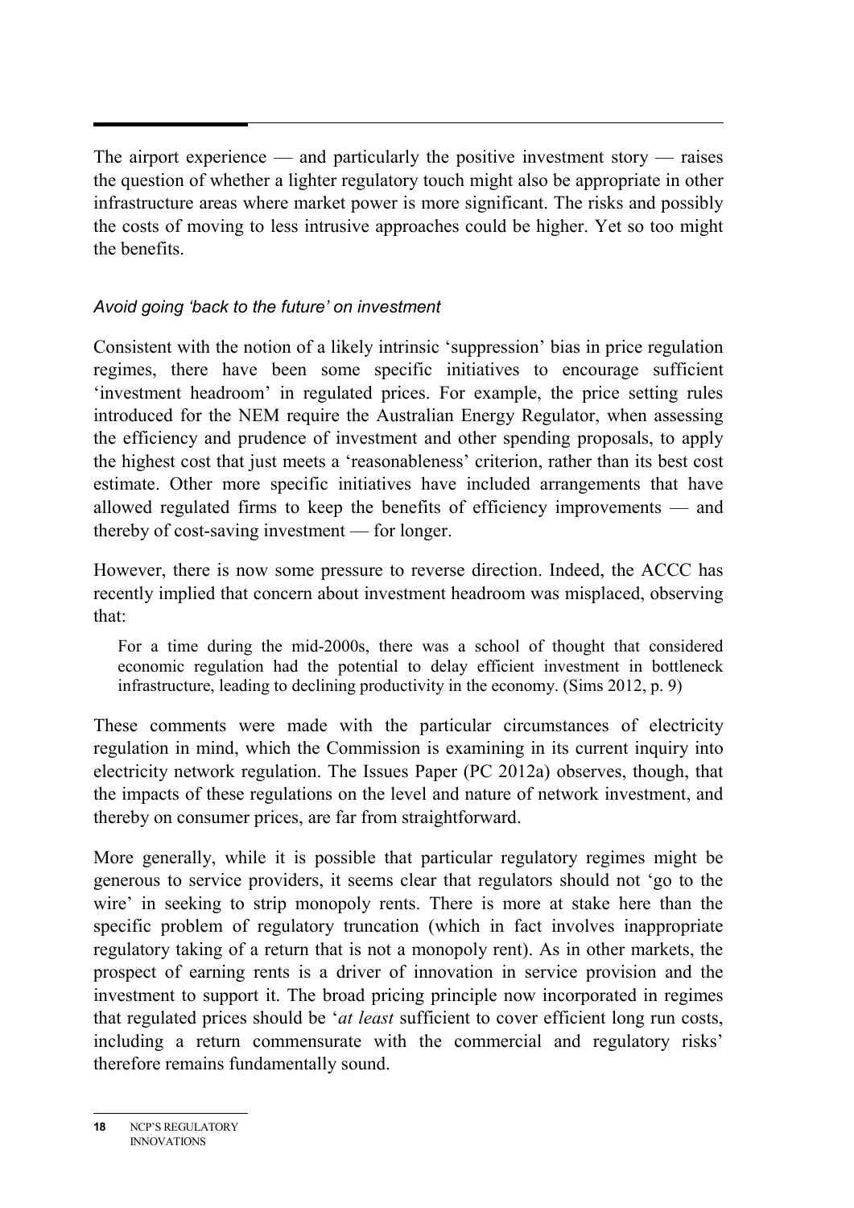The airport experience — and particularly the positive investment story — raises the question of whether a lighter regulatory touch might also be appropriate in other infrastructure areas where market power is more significant. The risks and possibly the costs of moving to less intrusive approaches could be higher. Yet so too might the benefits.

*Avoid going 'back to the future' on investment*

Consistent with the notion of a likely intrinsic 'suppression' bias in price regulation regimes, there have been some specific initiatives to encourage sufficient 'investment headroom' in regulated prices. For example, the price setting rules introduced for the NEM require the Australian Energy Regulator, when assessing the efficiency and prudence of investment and other spending proposals, to apply the highest cost that just meets a 'reasonableness' criterion, rather than its best cost estimate. Other more specific initiatives have included arrangements that have allowed regulated firms to keep the benefits of efficiency improvements — and thereby of cost-saving investment — for longer.

However, there is now some pressure to reverse direction. Indeed, the ACCC has recently implied that concern about investment headroom was misplaced, observing that:

> For a time during the mid-2000s, there was a school of thought that considered economic regulation had the potential to delay efficient investment in bottleneck infrastructure, leading to declining productivity in the economy. (Sims 2012, p. 9)

These comments were made with the particular circumstances of electricity regulation in mind, which the Commission is examining in its current inquiry into electricity network regulation. The Issues Paper (PC 2012a) observes, though, that the impacts of these regulations on the level and nature of network investment, and thereby on consumer prices, are far from straightforward.

More generally, while it is possible that particular regulatory regimes might be generous to service providers, it seems clear that regulators should not 'go to the wire' in seeking to strip monopoly rents. There is more at stake here than the specific problem of regulatory truncation (which in fact involves inappropriate regulatory taking of a return that is not a monopoly rent). As in other markets, the prospect of earning rents is a driver of innovation in service provision and the investment to support it. The broad pricing principle now incorporated in regimes that regulated prices should be '*at least* sufficient to cover efficient long run costs, including a return commensurate with the commercial and regulatory risks' therefore remains fundamentally sound.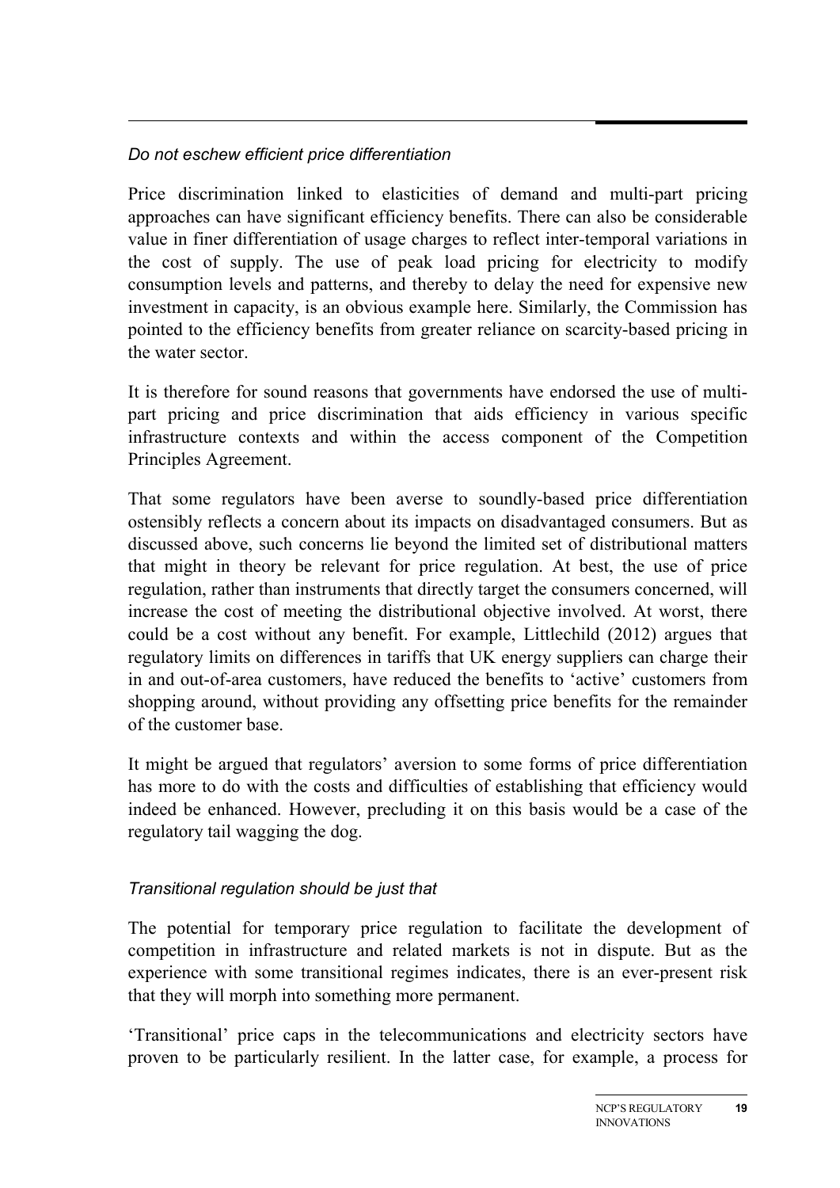*Do not eschew efficient price differentiation*

Price discrimination linked to elasticities of demand and multi-part pricing approaches can have significant efficiency benefits. There can also be considerable value in finer differentiation of usage charges to reflect inter-temporal variations in the cost of supply. The use of peak load pricing for electricity to modify consumption levels and patterns, and thereby to delay the need for expensive new investment in capacity, is an obvious example here. Similarly, the Commission has pointed to the efficiency benefits from greater reliance on scarcity-based pricing in the water sector.

It is therefore for sound reasons that governments have endorsed the use of multi-part pricing and price discrimination that aids efficiency in various specific infrastructure contexts and within the access component of the Competition Principles Agreement.

That some regulators have been averse to soundly-based price differentiation ostensibly reflects a concern about its impacts on disadvantaged consumers. But as discussed above, such concerns lie beyond the limited set of distributional matters that might in theory be relevant for price regulation. At best, the use of price regulation, rather than instruments that directly target the consumers concerned, will increase the cost of meeting the distributional objective involved. At worst, there could be a cost without any benefit. For example, Littlechild (2012) argues that regulatory limits on differences in tariffs that UK energy suppliers can charge their in and out-of-area customers, have reduced the benefits to 'active' customers from shopping around, without providing any offsetting price benefits for the remainder of the customer base.

It might be argued that regulators' aversion to some forms of price differentiation has more to do with the costs and difficulties of establishing that efficiency would indeed be enhanced. However, precluding it on this basis would be a case of the regulatory tail wagging the dog.

*Transitional regulation should be just that*

The potential for temporary price regulation to facilitate the development of competition in infrastructure and related markets is not in dispute. But as the experience with some transitional regimes indicates, there is an ever-present risk that they will morph into something more permanent.

'Transitional' price caps in the telecommunications and electricity sectors have proven to be particularly resilient. In the latter case, for example, a process for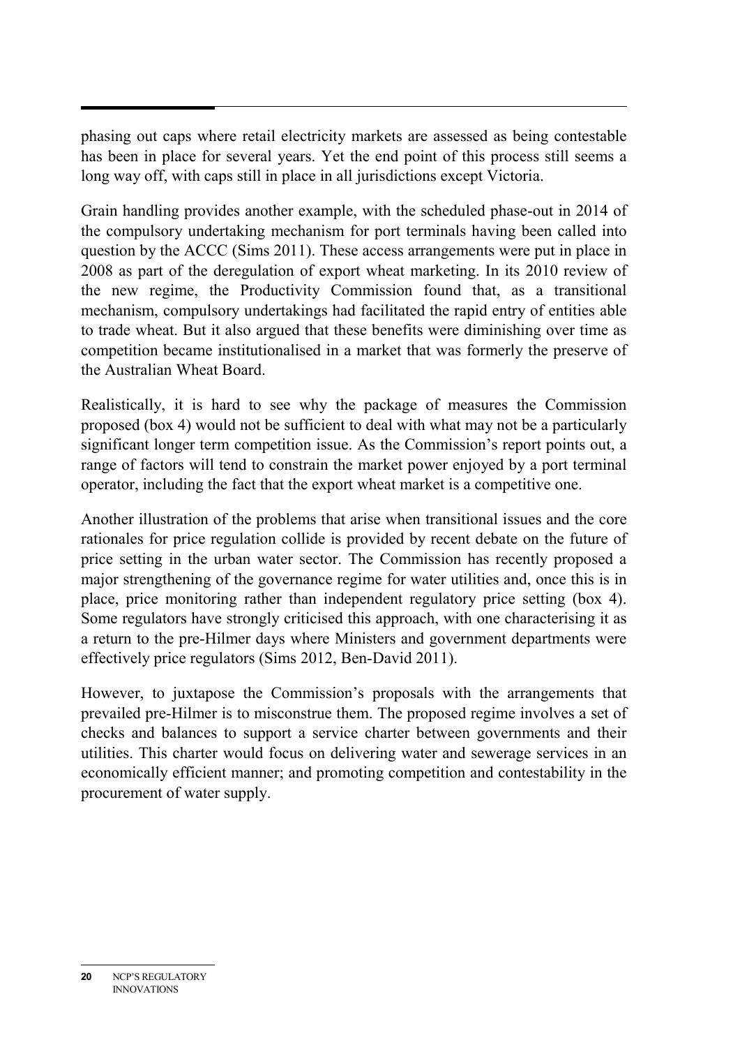phasing out caps where retail electricity markets are assessed as being contestable has been in place for several years. Yet the end point of this process still seems a long way off, with caps still in place in all jurisdictions except Victoria.

Grain handling provides another example, with the scheduled phase-out in 2014 of the compulsory undertaking mechanism for port terminals having been called into question by the ACCC (Sims 2011). These access arrangements were put in place in 2008 as part of the deregulation of export wheat marketing. In its 2010 review of the new regime, the Productivity Commission found that, as a transitional mechanism, compulsory undertakings had facilitated the rapid entry of entities able to trade wheat. But it also argued that these benefits were diminishing over time as competition became institutionalised in a market that was formerly the preserve of the Australian Wheat Board.

Realistically, it is hard to see why the package of measures the Commission proposed (box 4) would not be sufficient to deal with what may not be a particularly significant longer term competition issue. As the Commission's report points out, a range of factors will tend to constrain the market power enjoyed by a port terminal operator, including the fact that the export wheat market is a competitive one.

Another illustration of the problems that arise when transitional issues and the core rationales for price regulation collide is provided by recent debate on the future of price setting in the urban water sector. The Commission has recently proposed a major strengthening of the governance regime for water utilities and, once this is in place, price monitoring rather than independent regulatory price setting (box 4). Some regulators have strongly criticised this approach, with one characterising it as a return to the pre-Hilmer days where Ministers and government departments were effectively price regulators (Sims 2012, Ben-David 2011).

However, to juxtapose the Commission's proposals with the arrangements that prevailed pre-Hilmer is to misconstrue them. The proposed regime involves a set of checks and balances to support a service charter between governments and their utilities. This charter would focus on delivering water and sewerage services in an economically efficient manner; and promoting competition and contestability in the procurement of water supply.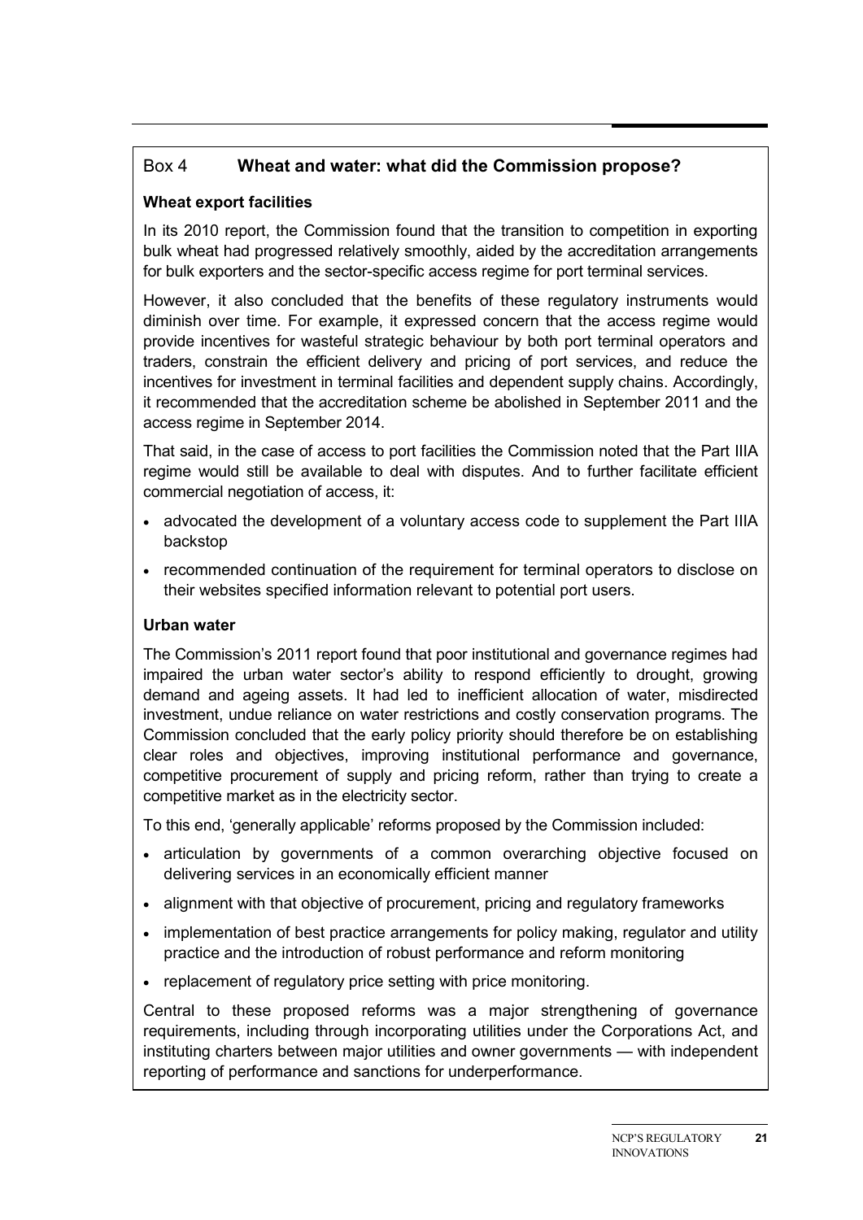## Box 4 Wheat and water: what did the Commission propose?

### Wheat export facilities

In its 2010 report, the Commission found that the transition to competition in exporting bulk wheat had progressed relatively smoothly, aided by the accreditation arrangements for bulk exporters and the sector-specific access regime for port terminal services.

However, it also concluded that the benefits of these regulatory instruments would diminish over time. For example, it expressed concern that the access regime would provide incentives for wasteful strategic behaviour by both port terminal operators and traders, constrain the efficient delivery and pricing of port services, and reduce the incentives for investment in terminal facilities and dependent supply chains. Accordingly, it recommended that the accreditation scheme be abolished in September 2011 and the access regime in September 2014.

That said, in the case of access to port facilities the Commission noted that the Part IIIA regime would still be available to deal with disputes. And to further facilitate efficient commercial negotiation of access, it:

- advocated the development of a voluntary access code to supplement the Part IIIA backstop
- recommended continuation of the requirement for terminal operators to disclose on their websites specified information relevant to potential port users.

### Urban water

The Commission's 2011 report found that poor institutional and governance regimes had impaired the urban water sector's ability to respond efficiently to drought, growing demand and ageing assets. It had led to inefficient allocation of water, misdirected investment, undue reliance on water restrictions and costly conservation programs. The Commission concluded that the early policy priority should therefore be on establishing clear roles and objectives, improving institutional performance and governance, competitive procurement of supply and pricing reform, rather than trying to create a competitive market as in the electricity sector.

To this end, 'generally applicable' reforms proposed by the Commission included:

- articulation by governments of a common overarching objective focused on delivering services in an economically efficient manner
- alignment with that objective of procurement, pricing and regulatory frameworks
- implementation of best practice arrangements for policy making, regulator and utility practice and the introduction of robust performance and reform monitoring
- replacement of regulatory price setting with price monitoring.

Central to these proposed reforms was a major strengthening of governance requirements, including through incorporating utilities under the Corporations Act, and instituting charters between major utilities and owner governments — with independent reporting of performance and sanctions for underperformance.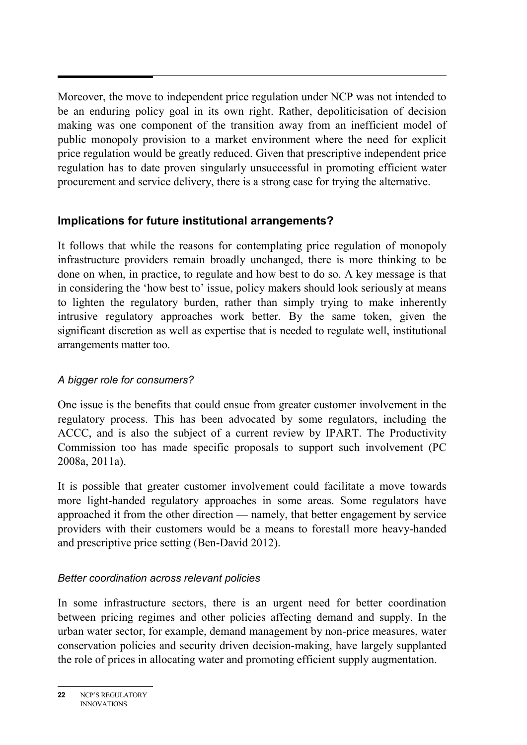Moreover, the move to independent price regulation under NCP was not intended to be an enduring policy goal in its own right. Rather, depoliticisation of decision making was one component of the transition away from an inefficient model of public monopoly provision to a market environment where the need for explicit price regulation would be greatly reduced. Given that prescriptive independent price regulation has to date proven singularly unsuccessful in promoting efficient water procurement and service delivery, there is a strong case for trying the alternative.

## Implications for future institutional arrangements?

It follows that while the reasons for contemplating price regulation of monopoly infrastructure providers remain broadly unchanged, there is more thinking to be done on when, in practice, to regulate and how best to do so. A key message is that in considering the 'how best to' issue, policy makers should look seriously at means to lighten the regulatory burden, rather than simply trying to make inherently intrusive regulatory approaches work better. By the same token, given the significant discretion as well as expertise that is needed to regulate well, institutional arrangements matter too.

### *A bigger role for consumers?*

One issue is the benefits that could ensue from greater customer involvement in the regulatory process. This has been advocated by some regulators, including the ACCC, and is also the subject of a current review by IPART. The Productivity Commission too has made specific proposals to support such involvement (PC 2008a, 2011a).

It is possible that greater customer involvement could facilitate a move towards more light-handed regulatory approaches in some areas. Some regulators have approached it from the other direction — namely, that better engagement by service providers with their customers would be a means to forestall more heavy-handed and prescriptive price setting (Ben-David 2012).

### *Better coordination across relevant policies*

In some infrastructure sectors, there is an urgent need for better coordination between pricing regimes and other policies affecting demand and supply. In the urban water sector, for example, demand management by non-price measures, water conservation policies and security driven decision-making, have largely supplanted the role of prices in allocating water and promoting efficient supply augmentation.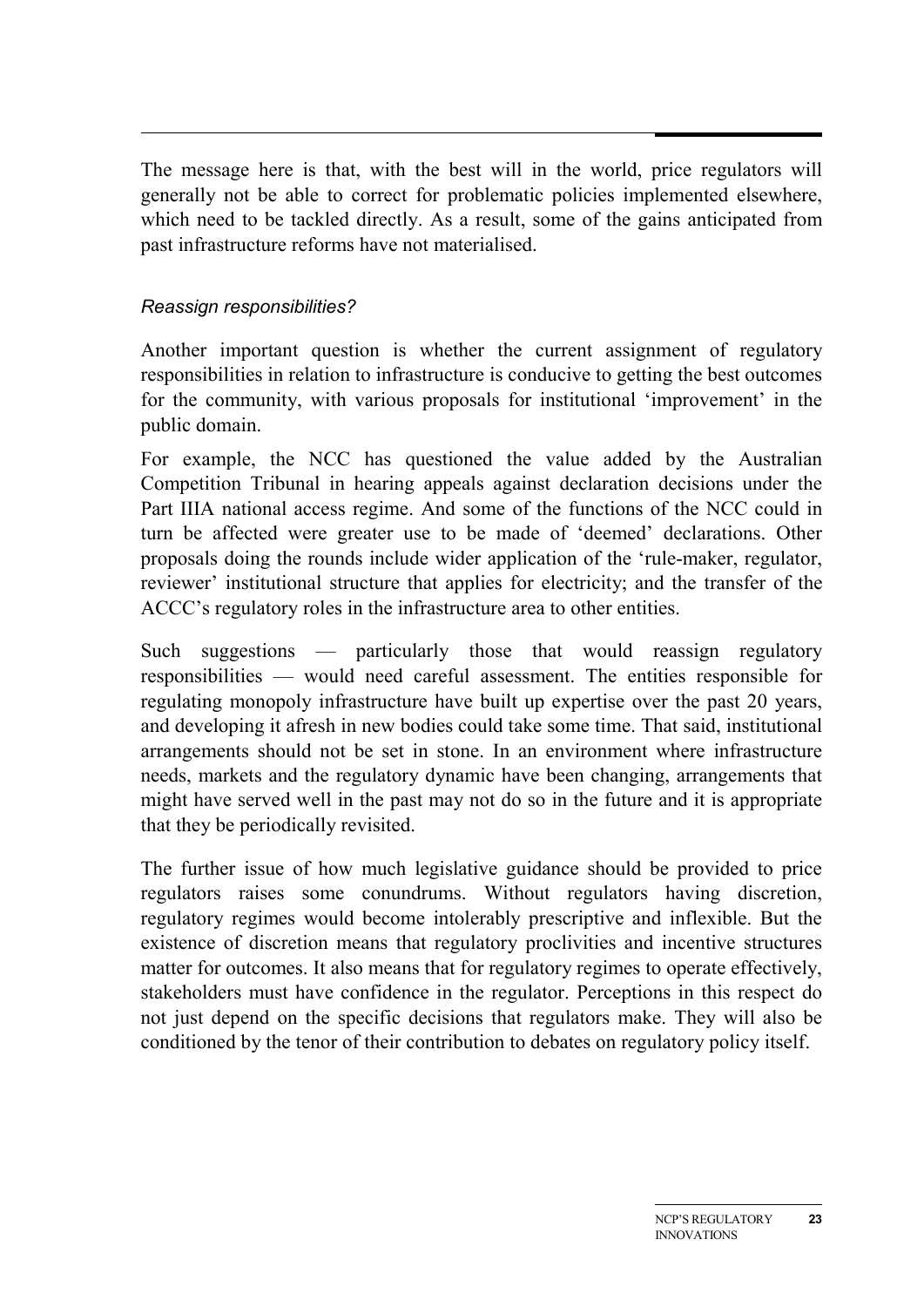The message here is that, with the best will in the world, price regulators will generally not be able to correct for problematic policies implemented elsewhere, which need to be tackled directly. As a result, some of the gains anticipated from past infrastructure reforms have not materialised.

*Reassign responsibilities?*

Another important question is whether the current assignment of regulatory responsibilities in relation to infrastructure is conducive to getting the best outcomes for the community, with various proposals for institutional 'improvement' in the public domain.

For example, the NCC has questioned the value added by the Australian Competition Tribunal in hearing appeals against declaration decisions under the Part IIIA national access regime. And some of the functions of the NCC could in turn be affected were greater use to be made of 'deemed' declarations. Other proposals doing the rounds include wider application of the 'rule-maker, regulator, reviewer' institutional structure that applies for electricity; and the transfer of the ACCC's regulatory roles in the infrastructure area to other entities.

Such suggestions — particularly those that would reassign regulatory responsibilities — would need careful assessment. The entities responsible for regulating monopoly infrastructure have built up expertise over the past 20 years, and developing it afresh in new bodies could take some time. That said, institutional arrangements should not be set in stone. In an environment where infrastructure needs, markets and the regulatory dynamic have been changing, arrangements that might have served well in the past may not do so in the future and it is appropriate that they be periodically revisited.

The further issue of how much legislative guidance should be provided to price regulators raises some conundrums. Without regulators having discretion, regulatory regimes would become intolerably prescriptive and inflexible. But the existence of discretion means that regulatory proclivities and incentive structures matter for outcomes. It also means that for regulatory regimes to operate effectively, stakeholders must have confidence in the regulator. Perceptions in this respect do not just depend on the specific decisions that regulators make. They will also be conditioned by the tenor of their contribution to debates on regulatory policy itself.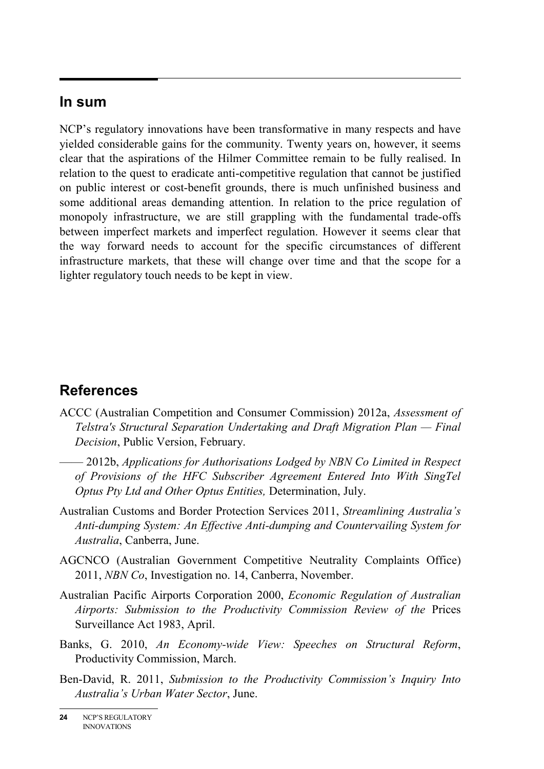## In sum

NCP's regulatory innovations have been transformative in many respects and have yielded considerable gains for the community. Twenty years on, however, it seems clear that the aspirations of the Hilmer Committee remain to be fully realised. In relation to the quest to eradicate anti-competitive regulation that cannot be justified on public interest or cost-benefit grounds, there is much unfinished business and some additional areas demanding attention. In relation to the price regulation of monopoly infrastructure, we are still grappling with the fundamental trade-offs between imperfect markets and imperfect regulation. However it seems clear that the way forward needs to account for the specific circumstances of different infrastructure markets, that these will change over time and that the scope for a lighter regulatory touch needs to be kept in view.

## References

ACCC (Australian Competition and Consumer Commission) 2012a, *Assessment of Telstra's Structural Separation Undertaking and Draft Migration Plan — Final Decision*, Public Version, February.

—— 2012b, *Applications for Authorisations Lodged by NBN Co Limited in Respect of Provisions of the HFC Subscriber Agreement Entered Into With SingTel Optus Pty Ltd and Other Optus Entities,* Determination, July.

Australian Customs and Border Protection Services 2011, *Streamlining Australia's Anti-dumping System: An Effective Anti-dumping and Countervailing System for Australia*, Canberra, June.

AGCNCO (Australian Government Competitive Neutrality Complaints Office) 2011, *NBN Co*, Investigation no. 14, Canberra, November.

Australian Pacific Airports Corporation 2000, *Economic Regulation of Australian Airports: Submission to the Productivity Commission Review of the* Prices Surveillance Act 1983, April.

Banks, G. 2010, *An Economy-wide View: Speeches on Structural Reform*, Productivity Commission, March.

Ben-David, R. 2011, *Submission to the Productivity Commission's Inquiry Into Australia's Urban Water Sector*, June.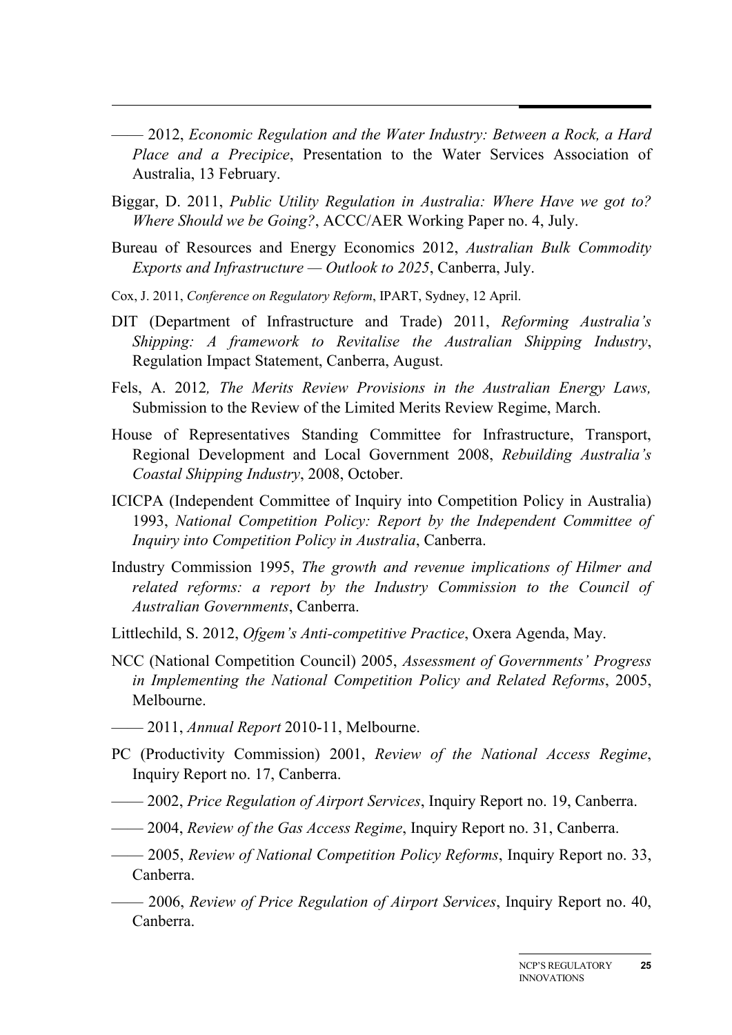—— 2012, *Economic Regulation and the Water Industry: Between a Rock, a Hard Place and a Precipice*, Presentation to the Water Services Association of Australia, 13 February.

Biggar, D. 2011, *Public Utility Regulation in Australia: Where Have we got to? Where Should we be Going?*, ACCC/AER Working Paper no. 4, July.

Bureau of Resources and Energy Economics 2012, *Australian Bulk Commodity Exports and Infrastructure — Outlook to 2025*, Canberra, July.

Cox, J. 2011, *Conference on Regulatory Reform*, IPART, Sydney, 12 April.

DIT (Department of Infrastructure and Trade) 2011, *Reforming Australia's Shipping: A framework to Revitalise the Australian Shipping Industry*, Regulation Impact Statement, Canberra, August.

Fels, A. 2012*, The Merits Review Provisions in the Australian Energy Laws,* Submission to the Review of the Limited Merits Review Regime, March.

House of Representatives Standing Committee for Infrastructure, Transport, Regional Development and Local Government 2008, *Rebuilding Australia's Coastal Shipping Industry*, 2008, October.

ICICPA (Independent Committee of Inquiry into Competition Policy in Australia) 1993, *National Competition Policy: Report by the Independent Committee of Inquiry into Competition Policy in Australia*, Canberra.

Industry Commission 1995, *The growth and revenue implications of Hilmer and related reforms: a report by the Industry Commission to the Council of Australian Governments*, Canberra.

Littlechild, S. 2012, *Ofgem's Anti-competitive Practice*, Oxera Agenda, May.

NCC (National Competition Council) 2005, *Assessment of Governments' Progress in Implementing the National Competition Policy and Related Reforms*, 2005, Melbourne.

—— 2011, *Annual Report* 2010-11, Melbourne.

PC (Productivity Commission) 2001, *Review of the National Access Regime*, Inquiry Report no. 17, Canberra.

—— 2002, *Price Regulation of Airport Services*, Inquiry Report no. 19, Canberra.

—— 2004, *Review of the Gas Access Regime*, Inquiry Report no. 31, Canberra.

—— 2005, *Review of National Competition Policy Reforms*, Inquiry Report no. 33, Canberra.

—— 2006, *Review of Price Regulation of Airport Services*, Inquiry Report no. 40, Canberra.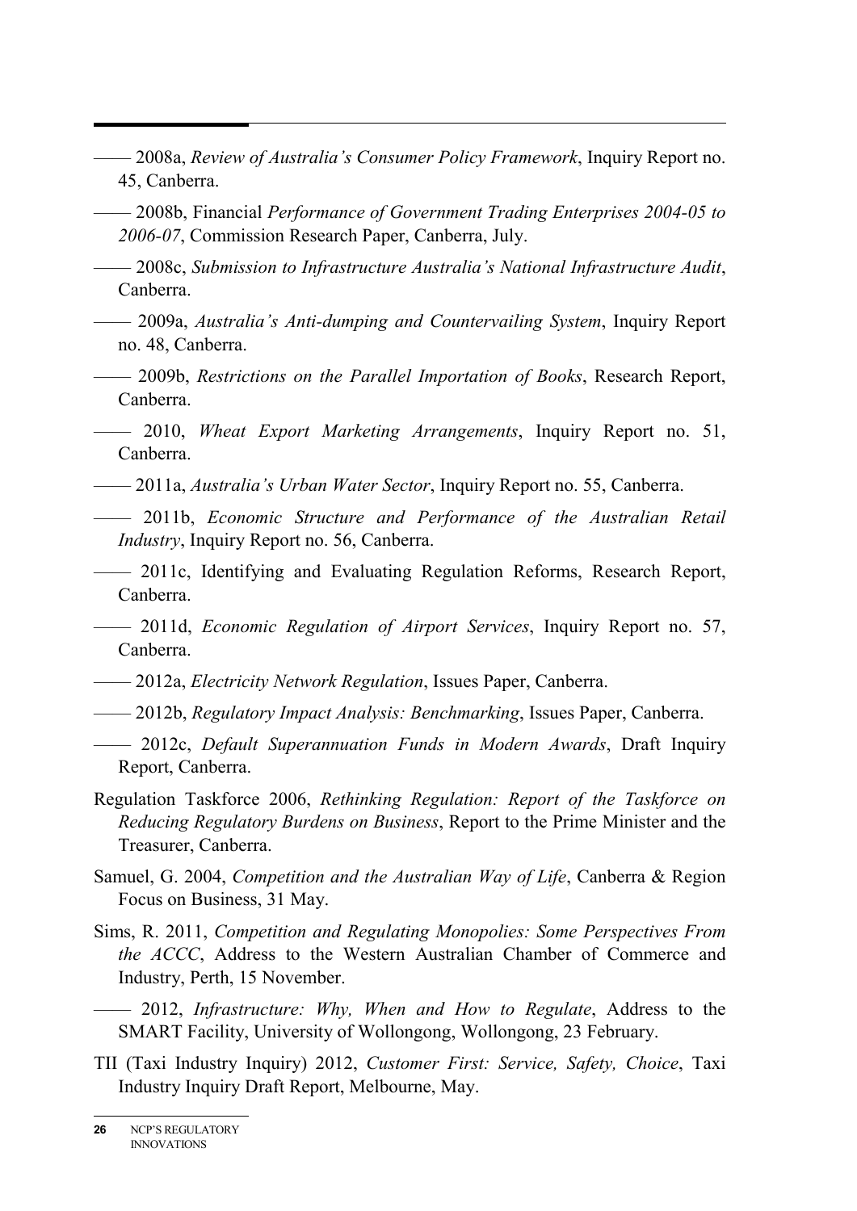—— 2008a, *Review of Australia's Consumer Policy Framework*, Inquiry Report no. 45, Canberra.

—— 2008b, Financial *Performance of Government Trading Enterprises 2004-05 to 2006-07*, Commission Research Paper, Canberra, July.

—— 2008c, *Submission to Infrastructure Australia's National Infrastructure Audit*, Canberra.

—— 2009a, *Australia's Anti-dumping and Countervailing System*, Inquiry Report no. 48, Canberra.

—— 2009b, *Restrictions on the Parallel Importation of Books*, Research Report, Canberra.

—— 2010, *Wheat Export Marketing Arrangements*, Inquiry Report no. 51, Canberra.

—— 2011a, *Australia's Urban Water Sector*, Inquiry Report no. 55, Canberra.

—— 2011b, *Economic Structure and Performance of the Australian Retail Industry*, Inquiry Report no. 56, Canberra.

—— 2011c, Identifying and Evaluating Regulation Reforms, Research Report, Canberra.

—— 2011d, *Economic Regulation of Airport Services*, Inquiry Report no. 57, Canberra.

—— 2012a, *Electricity Network Regulation*, Issues Paper, Canberra.

—— 2012b, *Regulatory Impact Analysis: Benchmarking*, Issues Paper, Canberra.

—— 2012c, *Default Superannuation Funds in Modern Awards*, Draft Inquiry Report, Canberra.

Regulation Taskforce 2006, *Rethinking Regulation: Report of the Taskforce on Reducing Regulatory Burdens on Business*, Report to the Prime Minister and the Treasurer, Canberra.

Samuel, G. 2004, *Competition and the Australian Way of Life*, Canberra & Region Focus on Business, 31 May.

Sims, R. 2011, *Competition and Regulating Monopolies: Some Perspectives From the ACCC*, Address to the Western Australian Chamber of Commerce and Industry, Perth, 15 November.

—— 2012, *Infrastructure: Why, When and How to Regulate*, Address to the SMART Facility, University of Wollongong, Wollongong, 23 February.

TII (Taxi Industry Inquiry) 2012, *Customer First: Service, Safety, Choice*, Taxi Industry Inquiry Draft Report, Melbourne, May.